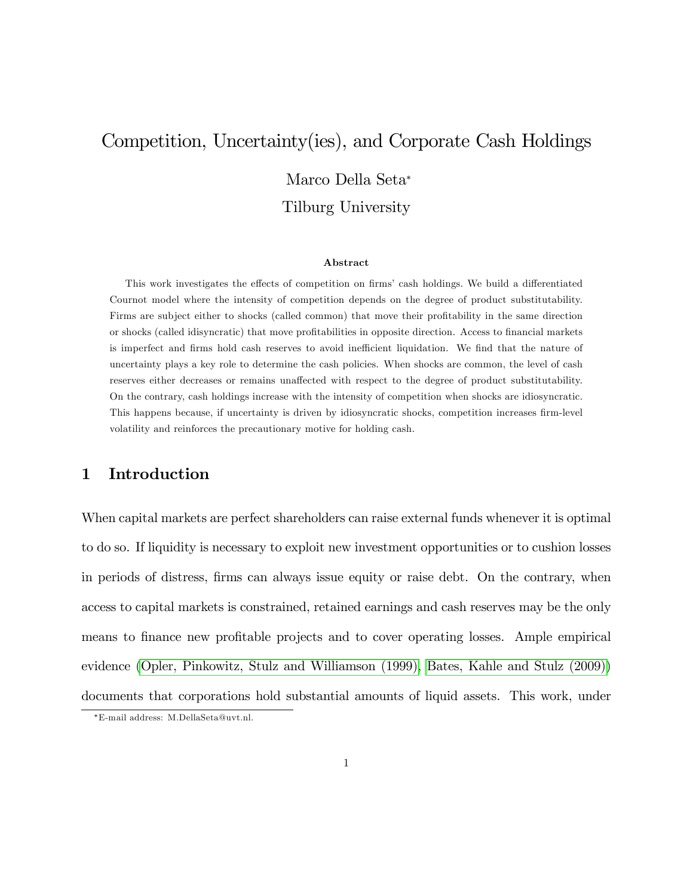# Competition, Uncertainty(ies), and Corporate Cash Holdings

Marco Della Seta*

Tilburg University

### Abstract

This work investigates the effects of competition on firms' cash holdings. We build a differentiated Cournot model where the intensity of competition depends on the degree of product substitutability. Firms are subject either to shocks (called common) that move their profitability in the same direction or shocks (called idisyncratic) that move profitabilities in opposite direction. Access to financial markets is imperfect and firms hold cash reserves to avoid inefficient liquidation. We find that the nature of uncertainty plays a key role to determine the cash policies. When shocks are common, the level of cash reserves either decreases or remains unaffected with respect to the degree of product substitutability. On the contrary, cash holdings increase with the intensity of competition when shocks are idiosyncratic. This happens because, if uncertainty is driven by idiosyncratic shocks, competition increases firm-level volatility and reinforces the precautionary motive for holding cash.

## 1 Introduction

When capital markets are perfect shareholders can raise external funds whenever it is optimal to do so. If liquidity is necessary to exploit new investment opportunities or to cushion losses in periods of distress, firms can always issue equity or raise debt. On the contrary, when access to capital markets is constrained, retained earnings and cash reserves may be the only means to finance new profitable projects and to cover operating losses. Ample empirical evidence (Opler, Pinkowitz, Stulz and Williamson (1999), Bates, Kahle and Stulz (2009)) documents that corporations hold substantial amounts of liquid assets. This work, under

*E-mail address: M.DellaSeta@uvt.nl.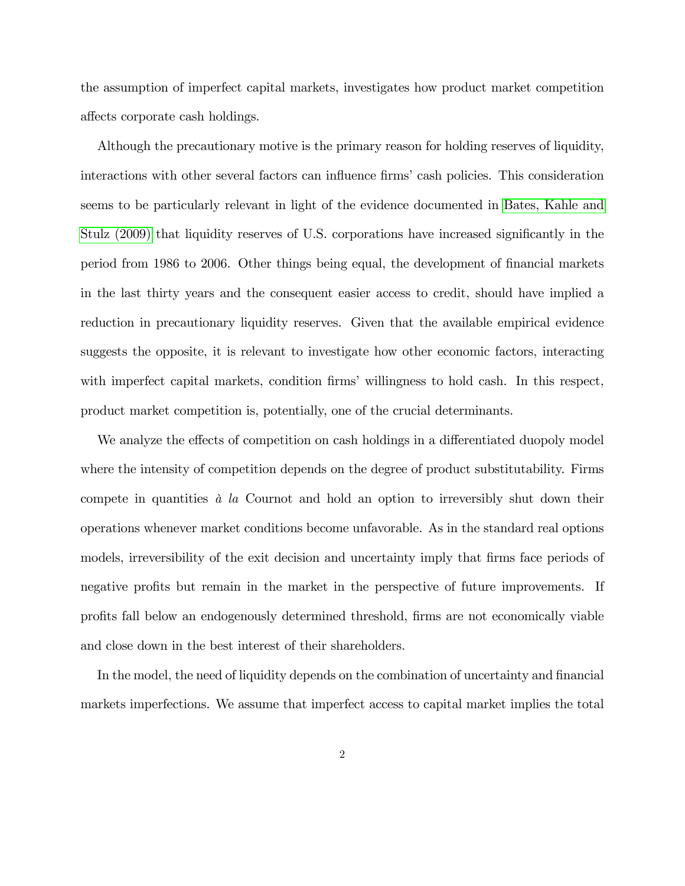the assumption of imperfect capital markets, investigates how product market competition affects corporate cash holdings.

Although the precautionary motive is the primary reason for holding reserves of liquidity, interactions with other several factors can influence firms' cash policies. This consideration seems to be particularly relevant in light of the evidence documented in Bates, Kahle and Stulz (2009) that liquidity reserves of U.S. corporations have increased significantly in the period from 1986 to 2006. Other things being equal, the development of financial markets in the last thirty years and the consequent easier access to credit, should have implied a reduction in precautionary liquidity reserves. Given that the available empirical evidence suggests the opposite, it is relevant to investigate how other economic factors, interacting with imperfect capital markets, condition firms' willingness to hold cash. In this respect, product market competition is, potentially, one of the crucial determinants.

We analyze the effects of competition on cash holdings in a differentiated duopoly model where the intensity of competition depends on the degree of product substitutability. Firms compete in quantities *à la* Cournot and hold an option to irreversibly shut down their operations whenever market conditions become unfavorable. As in the standard real options models, irreversibility of the exit decision and uncertainty imply that firms face periods of negative profits but remain in the market in the perspective of future improvements. If profits fall below an endogenously determined threshold, firms are not economically viable and close down in the best interest of their shareholders.

In the model, the need of liquidity depends on the combination of uncertainty and financial markets imperfections. We assume that imperfect access to capital market implies the total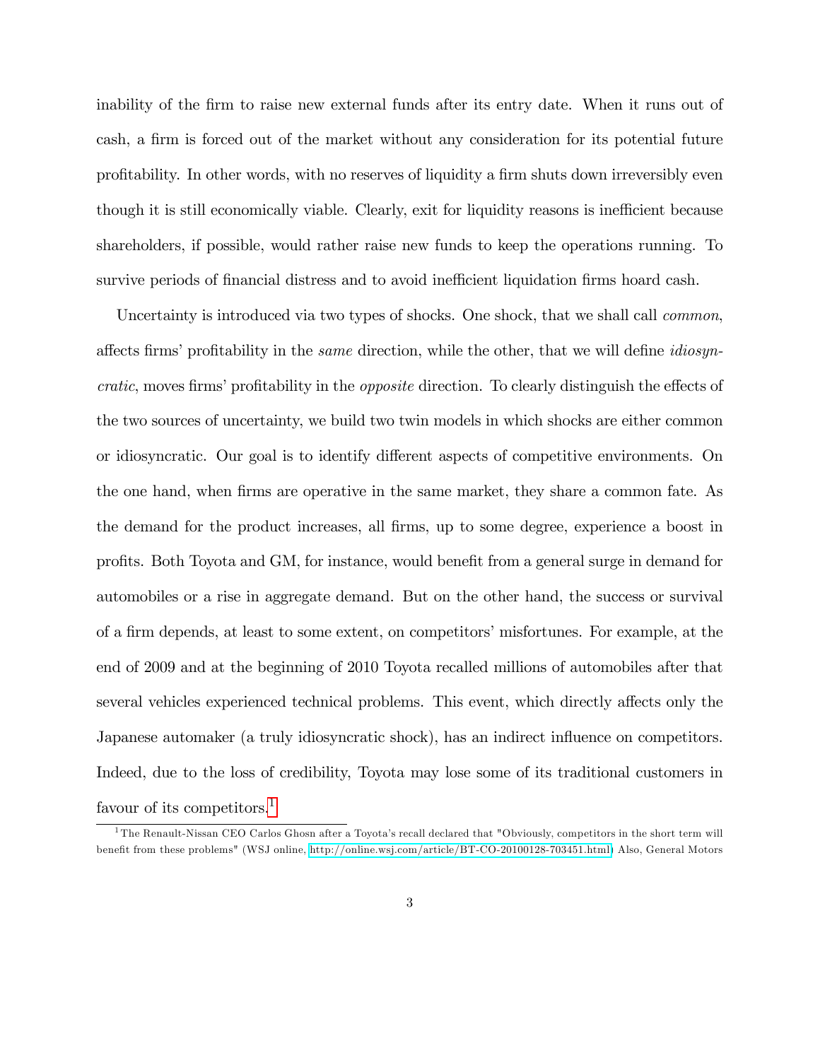inability of the firm to raise new external funds after its entry date. When it runs out of cash, a firm is forced out of the market without any consideration for its potential future profitability. In other words, with no reserves of liquidity a firm shuts down irreversibly even though it is still economically viable. Clearly, exit for liquidity reasons is inefficient because shareholders, if possible, would rather raise new funds to keep the operations running. To survive periods of financial distress and to avoid inefficient liquidation firms hoard cash.

Uncertainty is introduced via two types of shocks. One shock, that we shall call *common*, affects firms' profitability in the *same* direction, while the other, that we will define *idiosyncratic*, moves firms' profitability in the *opposite* direction. To clearly distinguish the effects of the two sources of uncertainty, we build two twin models in which shocks are either common or idiosyncratic. Our goal is to identify different aspects of competitive environments. On the one hand, when firms are operative in the same market, they share a common fate. As the demand for the product increases, all firms, up to some degree, experience a boost in profits. Both Toyota and GM, for instance, would benefit from a general surge in demand for automobiles or a rise in aggregate demand. But on the other hand, the success or survival of a firm depends, at least to some extent, on competitors' misfortunes. For example, at the end of 2009 and at the beginning of 2010 Toyota recalled millions of automobiles after that several vehicles experienced technical problems. This event, which directly affects only the Japanese automaker (a truly idiosyncratic shock), has an indirect influence on competitors. Indeed, due to the loss of credibility, Toyota may lose some of its traditional customers in favour of its competitors.[1]

[1] The Renault-Nissan CEO Carlos Ghosn after a Toyota's recall declared that "Obviously, competitors in the short term will benefit from these problems" (WSJ online, http://online.wsj.com/article/BT-CO-20100128-703451.html) Also, General Motors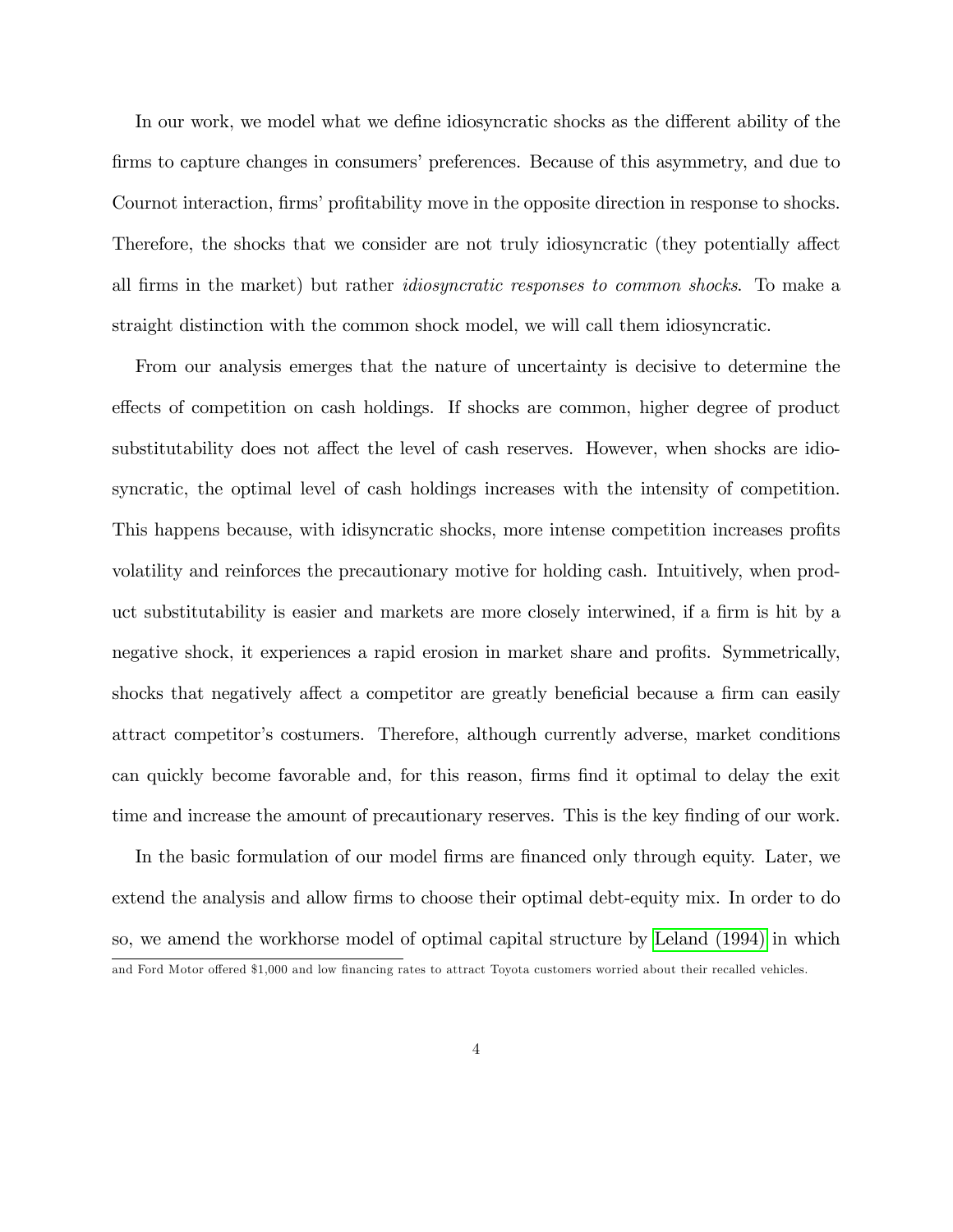In our work, we model what we define idiosyncratic shocks as the different ability of the firms to capture changes in consumers' preferences. Because of this asymmetry, and due to Cournot interaction, firms' profitability move in the opposite direction in response to shocks. Therefore, the shocks that we consider are not truly idiosyncratic (they potentially affect all firms in the market) but rather *idiosyncratic responses to common shocks*. To make a straight distinction with the common shock model, we will call them idiosyncratic.

From our analysis emerges that the nature of uncertainty is decisive to determine the effects of competition on cash holdings. If shocks are common, higher degree of product substitutability does not affect the level of cash reserves. However, when shocks are idiosyncratic, the optimal level of cash holdings increases with the intensity of competition. This happens because, with idisyncratic shocks, more intense competition increases profits volatility and reinforces the precautionary motive for holding cash. Intuitively, when product substitutability is easier and markets are more closely interwined, if a firm is hit by a negative shock, it experiences a rapid erosion in market share and profits. Symmetrically, shocks that negatively affect a competitor are greatly beneficial because a firm can easily attract competitor's costumers. Therefore, although currently adverse, market conditions can quickly become favorable and, for this reason, firms find it optimal to delay the exit time and increase the amount of precautionary reserves. This is the key finding of our work.

In the basic formulation of our model firms are financed only through equity. Later, we extend the analysis and allow firms to choose their optimal debt-equity mix. In order to do so, we amend the workhorse model of optimal capital structure by Leland (1994) in which

and Ford Motor offered $1,000 and low financing rates to attract Toyota customers worried about their recalled vehicles.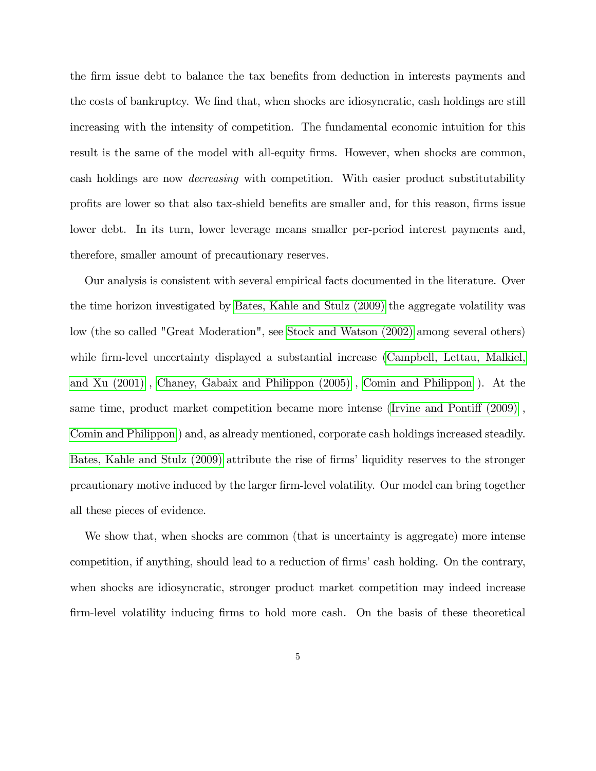the firm issue debt to balance the tax benefits from deduction in interests payments and the costs of bankruptcy. We find that, when shocks are idiosyncratic, cash holdings are still increasing with the intensity of competition. The fundamental economic intuition for this result is the same of the model with all-equity firms. However, when shocks are common, cash holdings are now *decreasing* with competition. With easier product substitutability profits are lower so that also tax-shield benefits are smaller and, for this reason, firms issue lower debt. In its turn, lower leverage means smaller per-period interest payments and, therefore, smaller amount of precautionary reserves.

Our analysis is consistent with several empirical facts documented in the literature. Over the time horizon investigated by Bates, Kahle and Stulz (2009) the aggregate volatility was low (the so called "Great Moderation", see Stock and Watson (2002) among several others) while firm-level uncertainty displayed a substantial increase (Campbell, Lettau, Malkiel, and Xu (2001) , Chaney, Gabaix and Philippon (2005) , Comin and Philippon ). At the same time, product market competition became more intense (Irvine and Pontiff (2009) , Comin and Philippon ) and, as already mentioned, corporate cash holdings increased steadily. Bates, Kahle and Stulz (2009) attribute the rise of firms' liquidity reserves to the stronger preautionary motive induced by the larger firm-level volatility. Our model can bring together all these pieces of evidence.

We show that, when shocks are common (that is uncertainty is aggregate) more intense competition, if anything, should lead to a reduction of firms' cash holding. On the contrary, when shocks are idiosyncratic, stronger product market competition may indeed increase firm-level volatility inducing firms to hold more cash. On the basis of these theoretical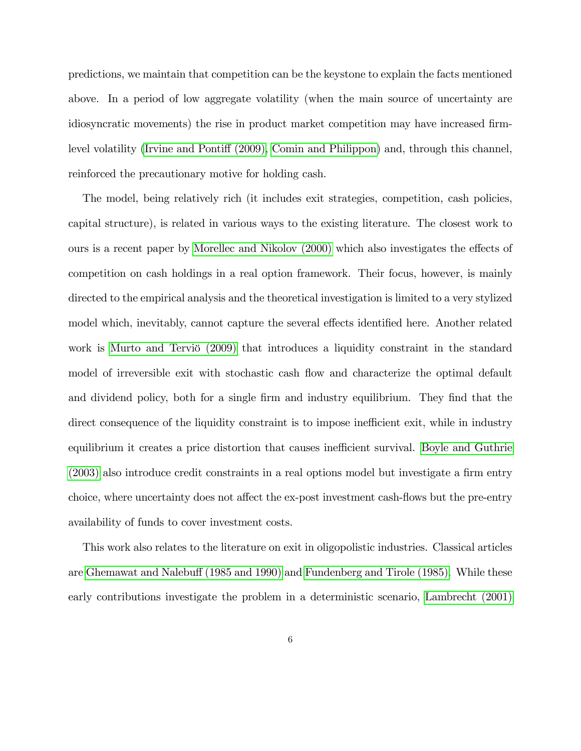predictions, we maintain that competition can be the keystone to explain the facts mentioned above. In a period of low aggregate volatility (when the main source of uncertainty are idiosyncratic movements) the rise in product market competition may have increased firm-level volatility (Irvine and Pontiff (2009), Comin and Philippon) and, through this channel, reinforced the precautionary motive for holding cash.

The model, being relatively rich (it includes exit strategies, competition, cash policies, capital structure), is related in various ways to the existing literature. The closest work to ours is a recent paper by Morellec and Nikolov (2000) which also investigates the effects of competition on cash holdings in a real option framework. Their focus, however, is mainly directed to the empirical analysis and the theoretical investigation is limited to a very stylized model which, inevitably, cannot capture the several effects identified here. Another related work is Murto and Terviö (2009) that introduces a liquidity constraint in the standard model of irreversible exit with stochastic cash flow and characterize the optimal default and dividend policy, both for a single firm and industry equilibrium. They find that the direct consequence of the liquidity constraint is to impose inefficient exit, while in industry equilibrium it creates a price distortion that causes inefficient survival. Boyle and Guthrie (2003) also introduce credit constraints in a real options model but investigate a firm entry choice, where uncertainty does not affect the ex-post investment cash-flows but the pre-entry availability of funds to cover investment costs.

This work also relates to the literature on exit in oligopolistic industries. Classical articles are Ghemawat and Nalebuff (1985 and 1990) and Fundenberg and Tirole (1985). While these early contributions investigate the problem in a deterministic scenario, Lambrecht (2001)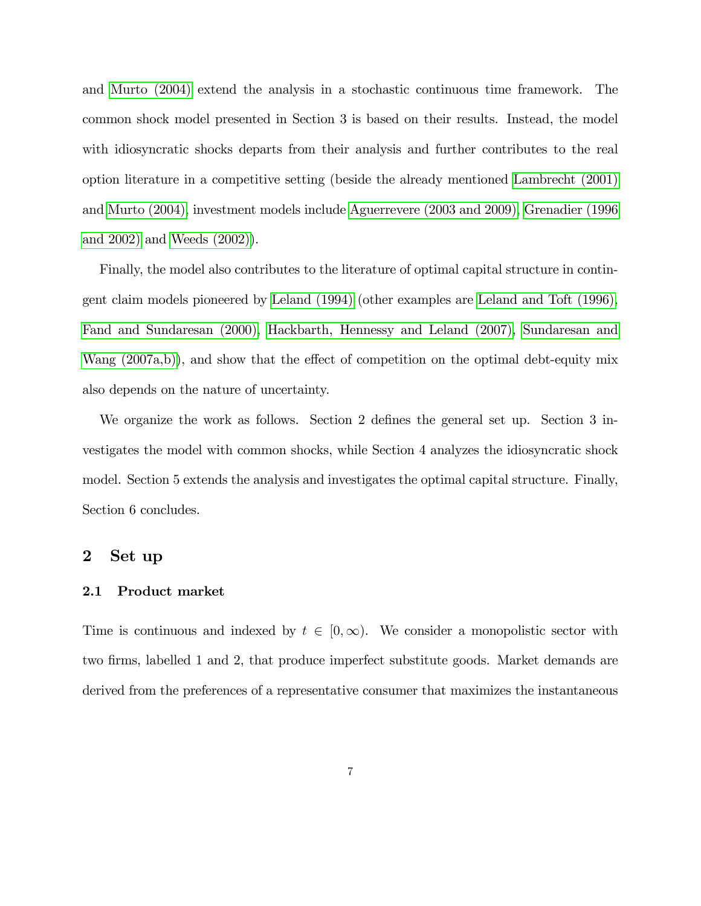and Murto (2004) extend the analysis in a stochastic continuous time framework. The common shock model presented in Section 3 is based on their results. Instead, the model with idiosyncratic shocks departs from their analysis and further contributes to the real option literature in a competitive setting (beside the already mentioned Lambrecht (2001) and Murto (2004), investment models include Aguerrevere (2003 and 2009), Grenadier (1996 and 2002) and Weeds (2002)).

Finally, the model also contributes to the literature of optimal capital structure in contingent claim models pioneered by Leland (1994) (other examples are Leland and Toft (1996), Fand and Sundaresan (2000), Hackbarth, Hennessy and Leland (2007), Sundaresan and Wang (2007a,b)), and show that the effect of competition on the optimal debt-equity mix also depends on the nature of uncertainty.

We organize the work as follows. Section 2 defines the general set up. Section 3 investigates the model with common shocks, while Section 4 analyzes the idiosyncratic shock model. Section 5 extends the analysis and investigates the optimal capital structure. Finally, Section 6 concludes.

## 2 Set up

### 2.1 Product market

Time is continuous and indexed by $t \in [0, \infty)$. We consider a monopolistic sector with two firms, labelled 1 and 2, that produce imperfect substitute goods. Market demands are derived from the preferences of a representative consumer that maximizes the instantaneous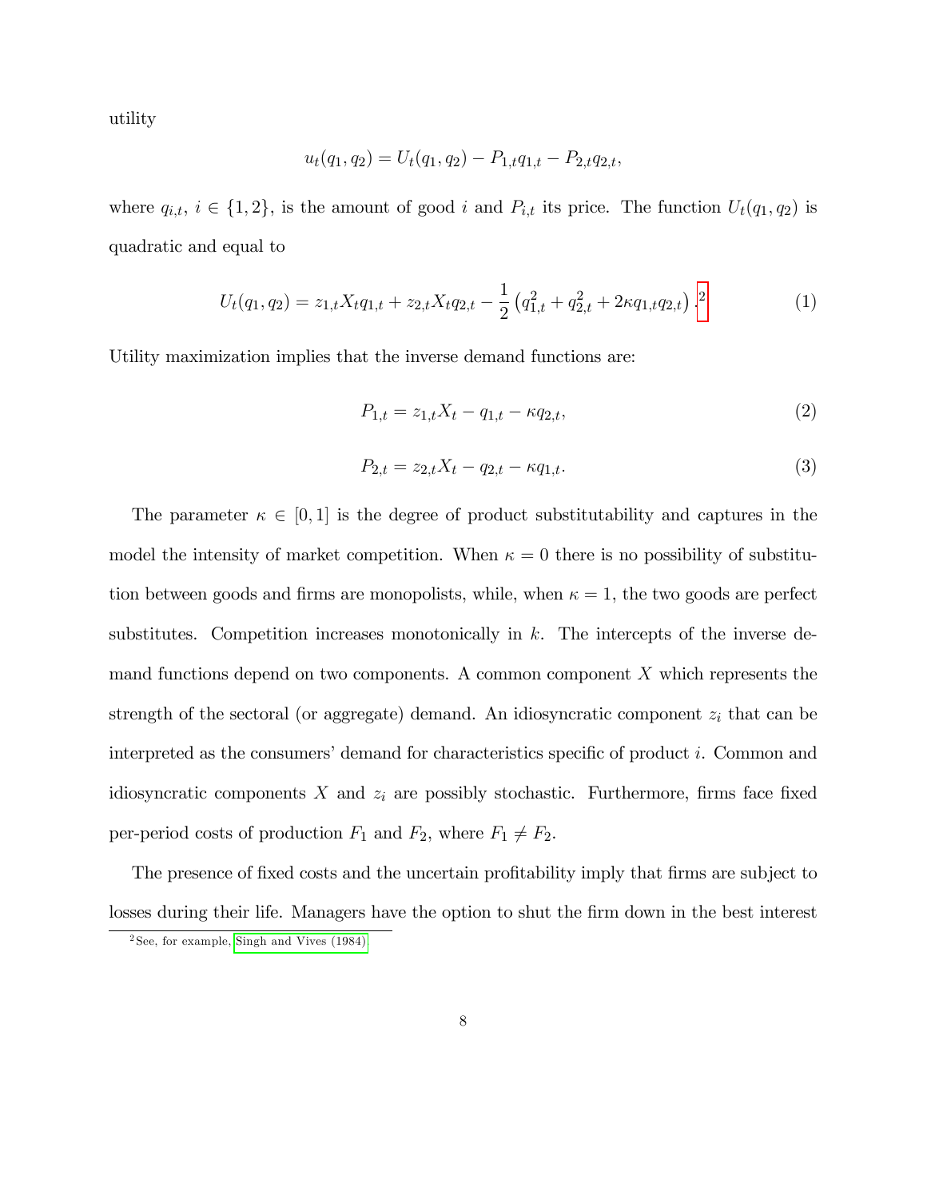utility

$$u_t(q_1, q_2) = U_t(q_1, q_2) - P_{1,t}q_{1,t} - P_{2,t}q_{2,t},$$

where $q_{i,t}$, $i \in \{1, 2\}$, is the amount of good $i$ and $P_{i,t}$ its price. The function $U_t(q_1, q_2)$ is quadratic and equal to

$$U_t(q_1, q_2) = z_{1,t}X_t q_{1,t} + z_{2,t}X_t q_{2,t} - \frac{1}{2}\left(q_{1,t}^2 + q_{2,t}^2 + 2\kappa q_{1,t}q_{2,t}\right).\text{[2]} \tag{1}$$

Utility maximization implies that the inverse demand functions are:

$$P_{1,t} = z_{1,t}X_t - q_{1,t} - \kappa q_{2,t}, \tag{2}$$

$$P_{2,t} = z_{2,t}X_t - q_{2,t} - \kappa q_{1,t}. \tag{3}$$

The parameter $\kappa \in [0, 1]$ is the degree of product substitutability and captures in the model the intensity of market competition. When $\kappa = 0$ there is no possibility of substitution between goods and firms are monopolists, while, when $\kappa = 1$, the two goods are perfect substitutes. Competition increases monotonically in $k$. The intercepts of the inverse demand functions depend on two components. A common component $X$ which represents the strength of the sectoral (or aggregate) demand. An idiosyncratic component $z_i$ that can be interpreted as the consumers' demand for characteristics specific of product $i$. Common and idiosyncratic components $X$ and $z_i$ are possibly stochastic. Furthermore, firms face fixed per-period costs of production $F_1$ and $F_2$, where $F_1 \neq F_2$.

The presence of fixed costs and the uncertain profitability imply that firms are subject to losses during their life. Managers have the option to shut the firm down in the best interest

[2] See, for example, Singh and Vives (1984).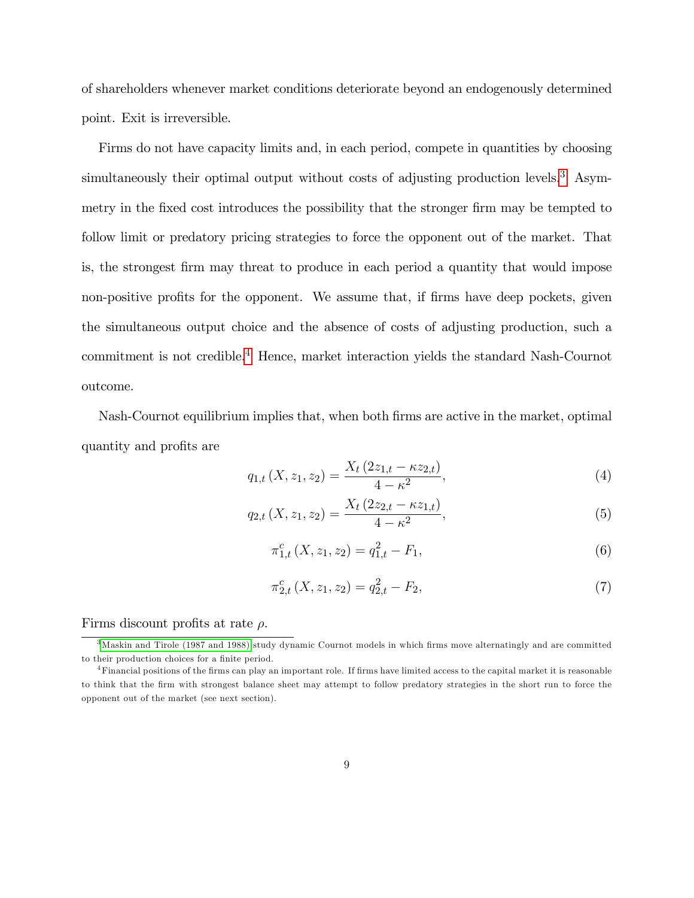of shareholders whenever market conditions deteriorate beyond an endogenously determined point. Exit is irreversible.

Firms do not have capacity limits and, in each period, compete in quantities by choosing simultaneously their optimal output without costs of adjusting production levels.[3] Asymmetry in the fixed cost introduces the possibility that the stronger firm may be tempted to follow limit or predatory pricing strategies to force the opponent out of the market. That is, the strongest firm may threat to produce in each period a quantity that would impose non-positive profits for the opponent. We assume that, if firms have deep pockets, given the simultaneous output choice and the absence of costs of adjusting production, such a commitment is not credible.[4] Hence, market interaction yields the standard Nash-Cournot outcome.

Nash-Cournot equilibrium implies that, when both firms are active in the market, optimal quantity and profits are

$$q_{1,t}(X, z_1, z_2) = \frac{X_t(2z_{1,t} - \kappa z_{2,t})}{4 - \kappa^2}, \tag{4}$$

$$q_{2,t}(X, z_1, z_2) = \frac{X_t(2z_{2,t} - \kappa z_{1,t})}{4 - \kappa^2}, \tag{5}$$

$$\pi_{1,t}^c(X, z_1, z_2) = q_{1,t}^2 - F_1, \tag{6}$$

$$\pi_{2,t}^c(X, z_1, z_2) = q_{2,t}^2 - F_2, \tag{7}$$

Firms discount profits at rate $\rho$.

[3] Maskin and Tirole (1987 and 1988) study dynamic Cournot models in which firms move alternatingly and are committed to their production choices for a finite period.

[4] Financial positions of the firms can play an important role. If firms have limited access to the capital market it is reasonable to think that the firm with strongest balance sheet may attempt to follow predatory strategies in the short run to force the opponent out of the market (see next section).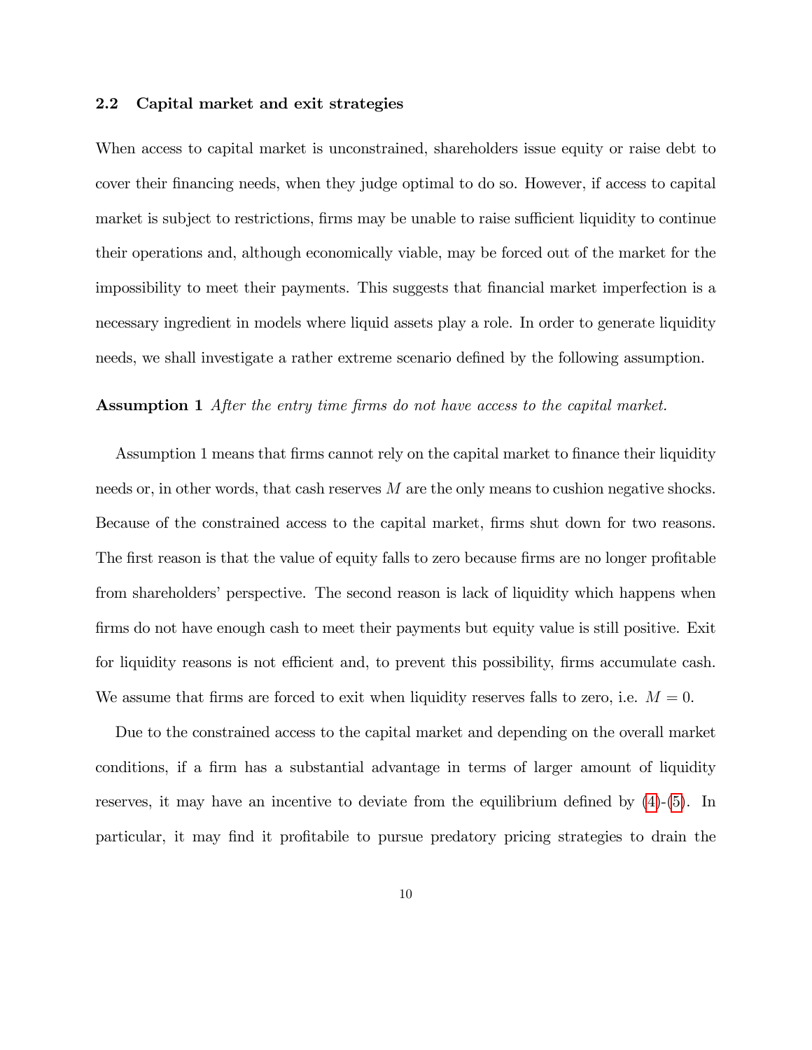### 2.2 Capital market and exit strategies

When access to capital market is unconstrained, shareholders issue equity or raise debt to cover their financing needs, when they judge optimal to do so. However, if access to capital market is subject to restrictions, firms may be unable to raise sufficient liquidity to continue their operations and, although economically viable, may be forced out of the market for the impossibility to meet their payments. This suggests that financial market imperfection is a necessary ingredient in models where liquid assets play a role. In order to generate liquidity needs, we shall investigate a rather extreme scenario defined by the following assumption.

**Assumption 1** *After the entry time firms do not have access to the capital market.*

Assumption 1 means that firms cannot rely on the capital market to finance their liquidity needs or, in other words, that cash reserves $M$ are the only means to cushion negative shocks. Because of the constrained access to the capital market, firms shut down for two reasons. The first reason is that the value of equity falls to zero because firms are no longer profitable from shareholders' perspective. The second reason is lack of liquidity which happens when firms do not have enough cash to meet their payments but equity value is still positive. Exit for liquidity reasons is not efficient and, to prevent this possibility, firms accumulate cash. We assume that firms are forced to exit when liquidity reserves falls to zero, i.e. $M = 0$.

Due to the constrained access to the capital market and depending on the overall market conditions, if a firm has a substantial advantage in terms of larger amount of liquidity reserves, it may have an incentive to deviate from the equilibrium defined by (4)-(5). In particular, it may find it profitabile to pursue predatory pricing strategies to drain the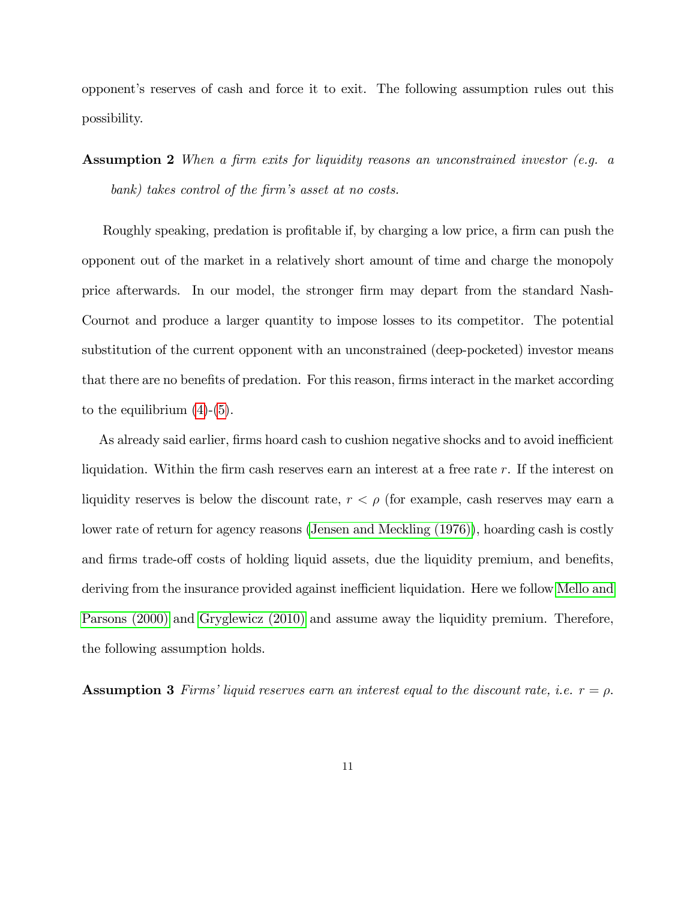opponent's reserves of cash and force it to exit. The following assumption rules out this possibility.

**Assumption 2** *When a firm exits for liquidity reasons an unconstrained investor (e.g. a bank) takes control of the firm's asset at no costs.*

Roughly speaking, predation is profitable if, by charging a low price, a firm can push the opponent out of the market in a relatively short amount of time and charge the monopoly price afterwards. In our model, the stronger firm may depart from the standard Nash-Cournot and produce a larger quantity to impose losses to its competitor. The potential substitution of the current opponent with an unconstrained (deep-pocketed) investor means that there are no benefits of predation. For this reason, firms interact in the market according to the equilibrium (4)-(5).

As already said earlier, firms hoard cash to cushion negative shocks and to avoid inefficient liquidation. Within the firm cash reserves earn an interest at a free rate $r$. If the interest on liquidity reserves is below the discount rate, $r < \rho$ (for example, cash reserves may earn a lower rate of return for agency reasons (Jensen and Meckling (1976)), hoarding cash is costly and firms trade-off costs of holding liquid assets, due the liquidity premium, and benefits, deriving from the insurance provided against inefficient liquidation. Here we follow Mello and Parsons (2000) and Gryglewicz (2010) and assume away the liquidity premium. Therefore, the following assumption holds.

**Assumption 3** *Firms' liquid reserves earn an interest equal to the discount rate, i.e.* $r = \rho$.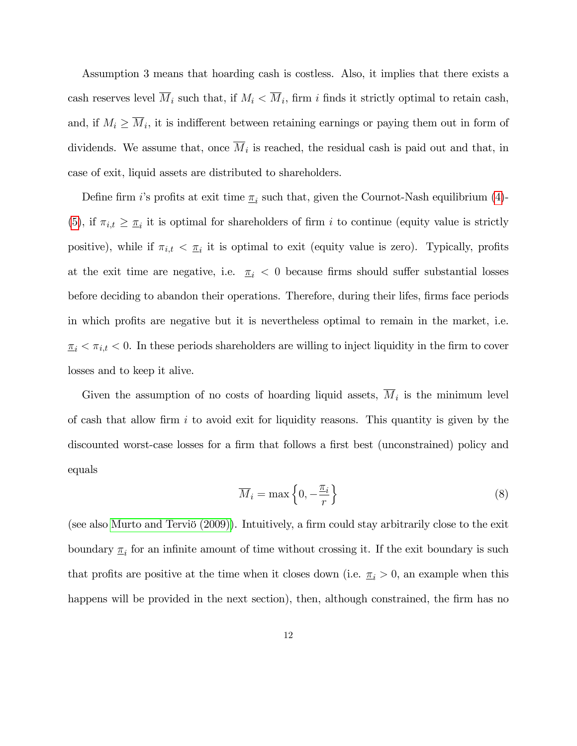Assumption 3 means that hoarding cash is costless. Also, it implies that there exists a cash reserves level $\overline{M}_i$ such that, if $M_i < \overline{M}_i$, firm $i$ finds it strictly optimal to retain cash, and, if $M_i \geq \overline{M}_i$, it is indifferent between retaining earnings or paying them out in form of dividends. We assume that, once $\overline{M}_i$ is reached, the residual cash is paid out and that, in case of exit, liquid assets are distributed to shareholders.

Define firm $i$'s profits at exit time $\underline{\pi}_i$ such that, given the Cournot-Nash equilibrium (4)-(5), if $\pi_{i,t} \geq \underline{\pi}_i$ it is optimal for shareholders of firm $i$ to continue (equity value is strictly positive), while if $\pi_{i,t} < \underline{\pi}_i$ it is optimal to exit (equity value is zero). Typically, profits at the exit time are negative, i.e. $\underline{\pi}_i < 0$ because firms should suffer substantial losses before deciding to abandon their operations. Therefore, during their lifes, firms face periods in which profits are negative but it is nevertheless optimal to remain in the market, i.e. $\underline{\pi}_i < \pi_{i,t} < 0$. In these periods shareholders are willing to inject liquidity in the firm to cover losses and to keep it alive.

Given the assumption of no costs of hoarding liquid assets, $\overline{M}_i$ is the minimum level of cash that allow firm $i$ to avoid exit for liquidity reasons. This quantity is given by the discounted worst-case losses for a firm that follows a first best (unconstrained) policy and equals

$$\overline{M}_i = \max\left\{0, -\frac{\underline{\pi}_i}{r}\right\} \tag{8}$$

(see also Murto and Terviö (2009)). Intuitively, a firm could stay arbitrarily close to the exit boundary $\underline{\pi}_i$ for an infinite amount of time without crossing it. If the exit boundary is such that profits are positive at the time when it closes down (i.e. $\underline{\pi}_i > 0$, an example when this happens will be provided in the next section), then, although constrained, the firm has no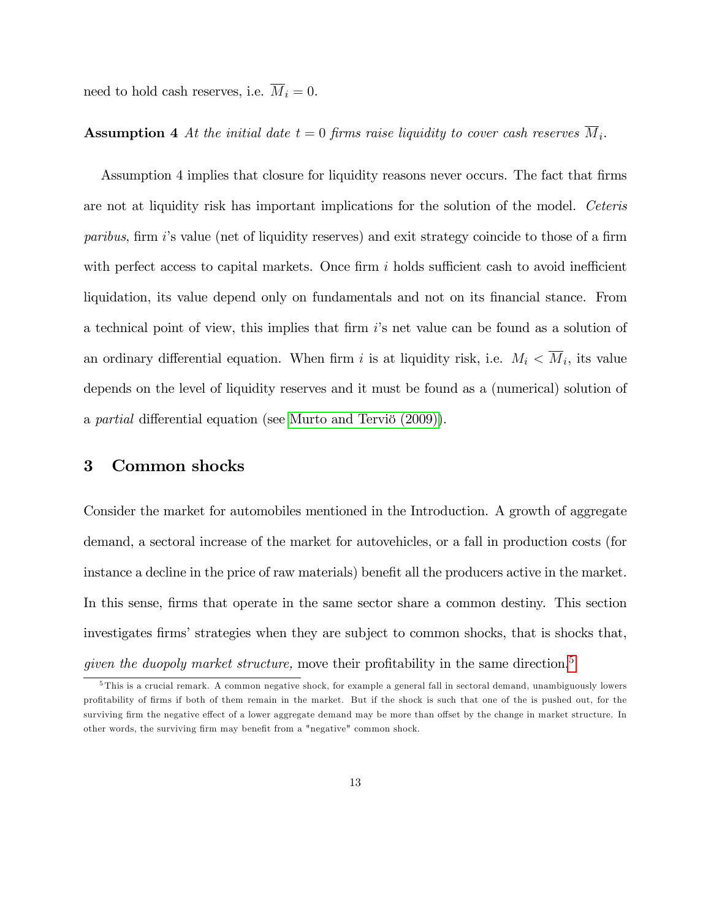need to hold cash reserves, i.e. $\overline{M}_i = 0$.

**Assumption 4** *At the initial date $t = 0$ firms raise liquidity to cover cash reserves $\overline{M}_i$.*

Assumption 4 implies that closure for liquidity reasons never occurs. The fact that firms are not at liquidity risk has important implications for the solution of the model. *Ceteris paribus*, firm $i$'s value (net of liquidity reserves) and exit strategy coincide to those of a firm with perfect access to capital markets. Once firm $i$ holds sufficient cash to avoid inefficient liquidation, its value depend only on fundamentals and not on its financial stance. From a technical point of view, this implies that firm $i$'s net value can be found as a solution of an ordinary differential equation. When firm $i$ is at liquidity risk, i.e. $M_i < \overline{M}_i$, its value depends on the level of liquidity reserves and it must be found as a (numerical) solution of a *partial* differential equation (see Murto and Terviö (2009)).

# 3 Common shocks

Consider the market for automobiles mentioned in the Introduction. A growth of aggregate demand, a sectoral increase of the market for autovehicles, or a fall in production costs (for instance a decline in the price of raw materials) benefit all the producers active in the market. In this sense, firms that operate in the same sector share a common destiny. This section investigates firms' strategies when they are subject to common shocks, that is shocks that, *given the duopoly market structure,* move their profitability in the same direction.[5]

[5] This is a crucial remark. A common negative shock, for example a general fall in sectoral demand, unambiguously lowers profitability of firms if both of them remain in the market. But if the shock is such that one of the is pushed out, for the surviving firm the negative effect of a lower aggregate demand may be more than offset by the change in market structure. In other words, the surviving firm may benefit from a "negative" common shock.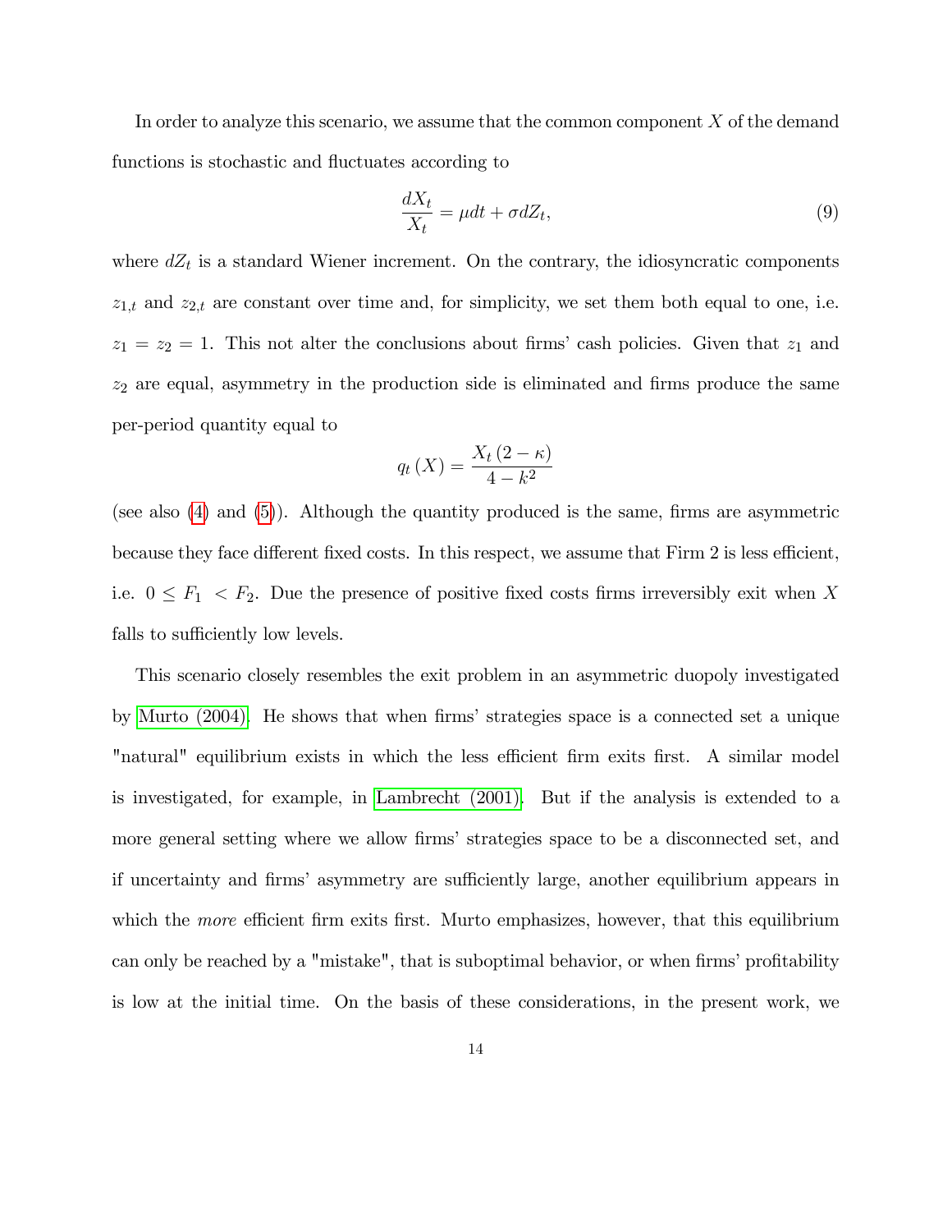In order to analyze this scenario, we assume that the common component $X$ of the demand functions is stochastic and fluctuates according to

$$\frac{dX_t}{X_t} = \mu dt + \sigma dZ_t, \tag{9}$$

where $dZ_t$ is a standard Wiener increment. On the contrary, the idiosyncratic components $z_{1,t}$ and $z_{2,t}$ are constant over time and, for simplicity, we set them both equal to one, i.e. $z_1 = z_2 = 1$. This not alter the conclusions about firms' cash policies. Given that $z_1$ and $z_2$ are equal, asymmetry in the production side is eliminated and firms produce the same per-period quantity equal to

$$q_t(X) = \frac{X_t(2-\kappa)}{4-k^2}$$

(see also (4) and (5)). Although the quantity produced is the same, firms are asymmetric because they face different fixed costs. In this respect, we assume that Firm 2 is less efficient, i.e. $0 \leq F_1 < F_2$. Due the presence of positive fixed costs firms irreversibly exit when $X$ falls to sufficiently low levels.

This scenario closely resembles the exit problem in an asymmetric duopoly investigated by Murto (2004). He shows that when firms' strategies space is a connected set a unique "natural" equilibrium exists in which the less efficient firm exits first. A similar model is investigated, for example, in Lambrecht (2001). But if the analysis is extended to a more general setting where we allow firms' strategies space to be a disconnected set, and if uncertainty and firms' asymmetry are sufficiently large, another equilibrium appears in which the *more* efficient firm exits first. Murto emphasizes, however, that this equilibrium can only be reached by a "mistake", that is suboptimal behavior, or when firms' profitability is low at the initial time. On the basis of these considerations, in the present work, we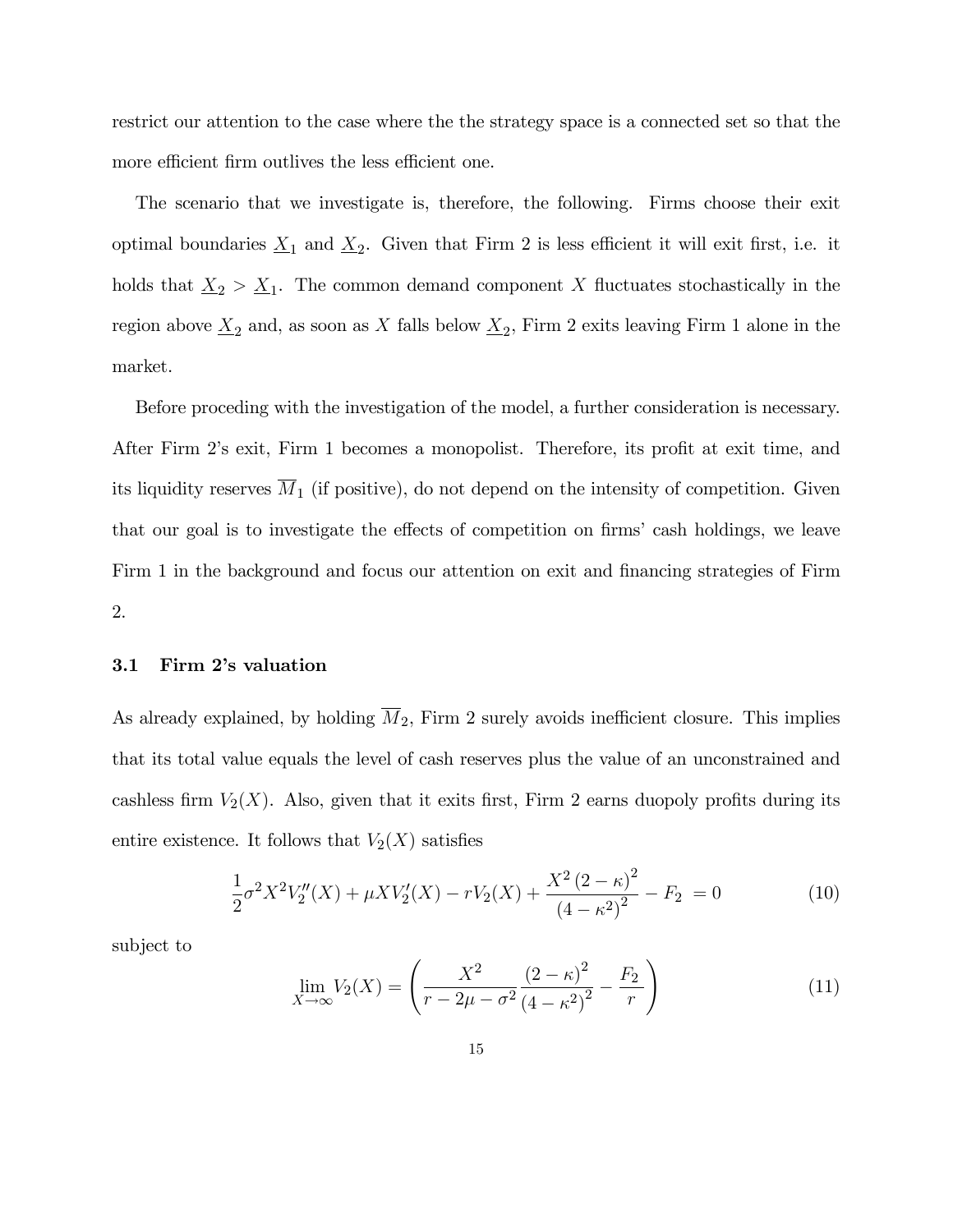restrict our attention to the case where the the strategy space is a connected set so that the more efficient firm outlives the less efficient one.

The scenario that we investigate is, therefore, the following. Firms choose their exit optimal boundaries $\underline{X}_1$ and $\underline{X}_2$. Given that Firm 2 is less efficient it will exit first, i.e. it holds that $\underline{X}_2 > \underline{X}_1$. The common demand component $X$ fluctuates stochastically in the region above $\underline{X}_2$ and, as soon as $X$ falls below $\underline{X}_2$, Firm 2 exits leaving Firm 1 alone in the market.

Before proceding with the investigation of the model, a further consideration is necessary. After Firm 2's exit, Firm 1 becomes a monopolist. Therefore, its profit at exit time, and its liquidity reserves $\overline{M}_1$ (if positive), do not depend on the intensity of competition. Given that our goal is to investigate the effects of competition on firms' cash holdings, we leave Firm 1 in the background and focus our attention on exit and financing strategies of Firm 2.

### 3.1 Firm 2's valuation

As already explained, by holding $\overline{M}_2$, Firm 2 surely avoids inefficient closure. This implies that its total value equals the level of cash reserves plus the value of an unconstrained and cashless firm $V_2(X)$. Also, given that it exits first, Firm 2 earns duopoly profits during its entire existence. It follows that $V_2(X)$ satisfies

$$\frac{1}{2}\sigma^2 X^2 V_2''(X) + \mu X V_2'(X) - rV_2(X) + \frac{X^2 (2-\kappa)^2}{(4-\kappa^2)^2} - F_2 \ = 0 \tag{10}$$

subject to

$$\lim_{X\to\infty} V_2(X) = \left( \frac{X^2}{r - 2\mu - \sigma^2} \frac{(2-\kappa)^2}{(4-\kappa^2)^2} - \frac{F_2}{r} \right) \tag{11}$$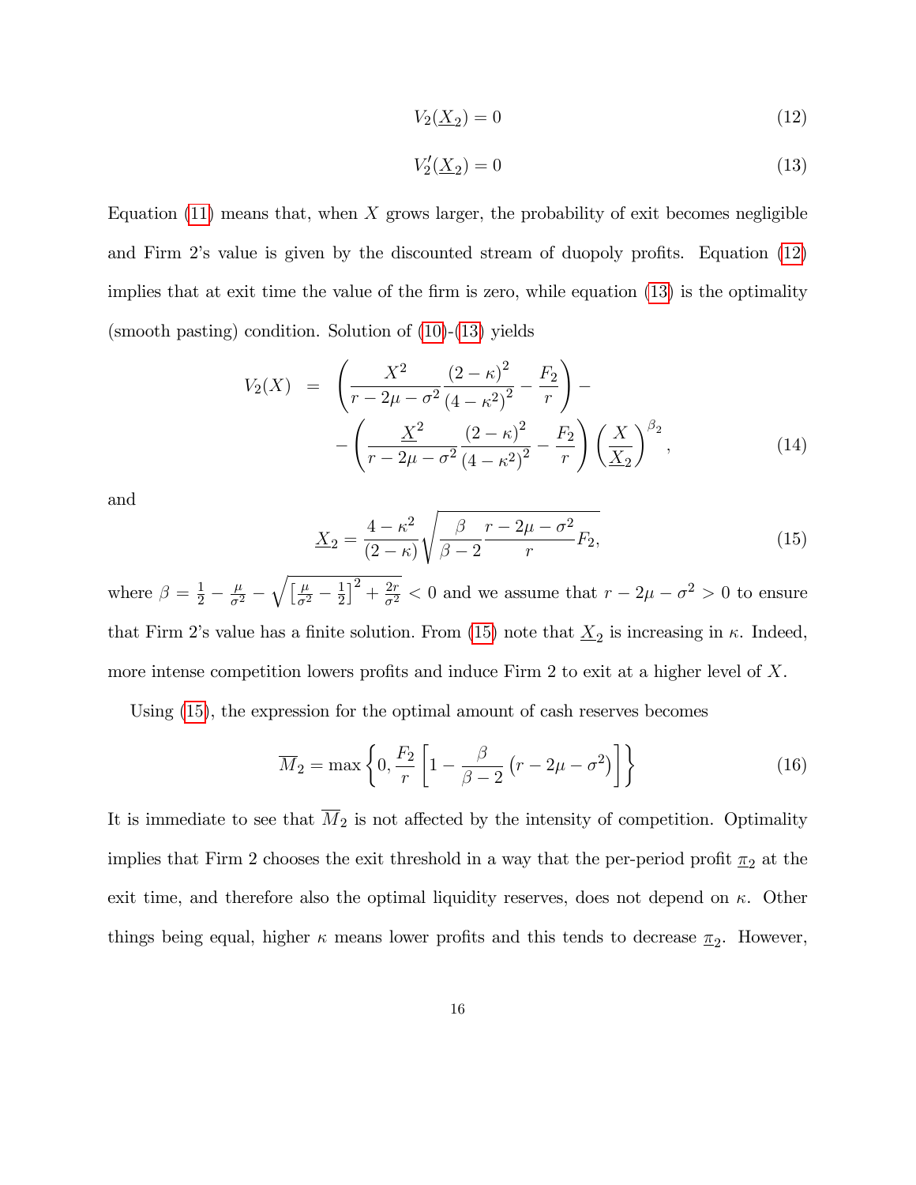$$V_2(\underline{X}_2) = 0 \tag{12}$$

$$V_2'(\underline{X}_2) = 0 \tag{13}$$

Equation (11) means that, when $X$ grows larger, the probability of exit becomes negligible and Firm 2's value is given by the discounted stream of duopoly profits. Equation (12) implies that at exit time the value of the firm is zero, while equation (13) is the optimality (smooth pasting) condition. Solution of (10)-(13) yields

$$\begin{aligned} V_2(X) &= \left( \frac{X^2}{r - 2\mu - \sigma^2} \frac{(2-\kappa)^2}{(4-\kappa^2)^2} - \frac{F_2}{r} \right) - \\ &- \left( \frac{\underline{X}^2}{r - 2\mu - \sigma^2} \frac{(2-\kappa)^2}{(4-\kappa^2)^2} - \frac{F_2}{r} \right) \left( \frac{X}{\underline{X}_2} \right)^{\beta_2}, \end{aligned} \tag{14}$$

and

$$\underline{X}_2 = \frac{4-\kappa^2}{(2-\kappa)} \sqrt{\frac{\beta}{\beta - 2} \frac{r - 2\mu - \sigma^2}{r} F_2}, \tag{15}$$

where $\beta = \frac{1}{2} - \frac{\mu}{\sigma^2} - \sqrt{\left[\frac{\mu}{\sigma^2} - \frac{1}{2}\right]^2 + \frac{2r}{\sigma^2}} < 0$ and we assume that $r - 2\mu - \sigma^2 > 0$ to ensure that Firm 2's value has a finite solution. From (15) note that $\underline{X}_2$ is increasing in $\kappa$. Indeed, more intense competition lowers profits and induce Firm 2 to exit at a higher level of $X$.

Using (15), the expression for the optimal amount of cash reserves becomes

$$\overline{M}_2 = \max \left\{ 0, \frac{F_2}{r} \left[ 1 - \frac{\beta}{\beta - 2} \left( r - 2\mu - \sigma^2 \right) \right] \right\} \tag{16}$$

It is immediate to see that $\overline{M}_2$ is not affected by the intensity of competition. Optimality implies that Firm 2 chooses the exit threshold in a way that the per-period profit $\underline{\pi}_2$ at the exit time, and therefore also the optimal liquidity reserves, does not depend on $\kappa$. Other things being equal, higher $\kappa$ means lower profits and this tends to decrease $\underline{\pi}_2$. However,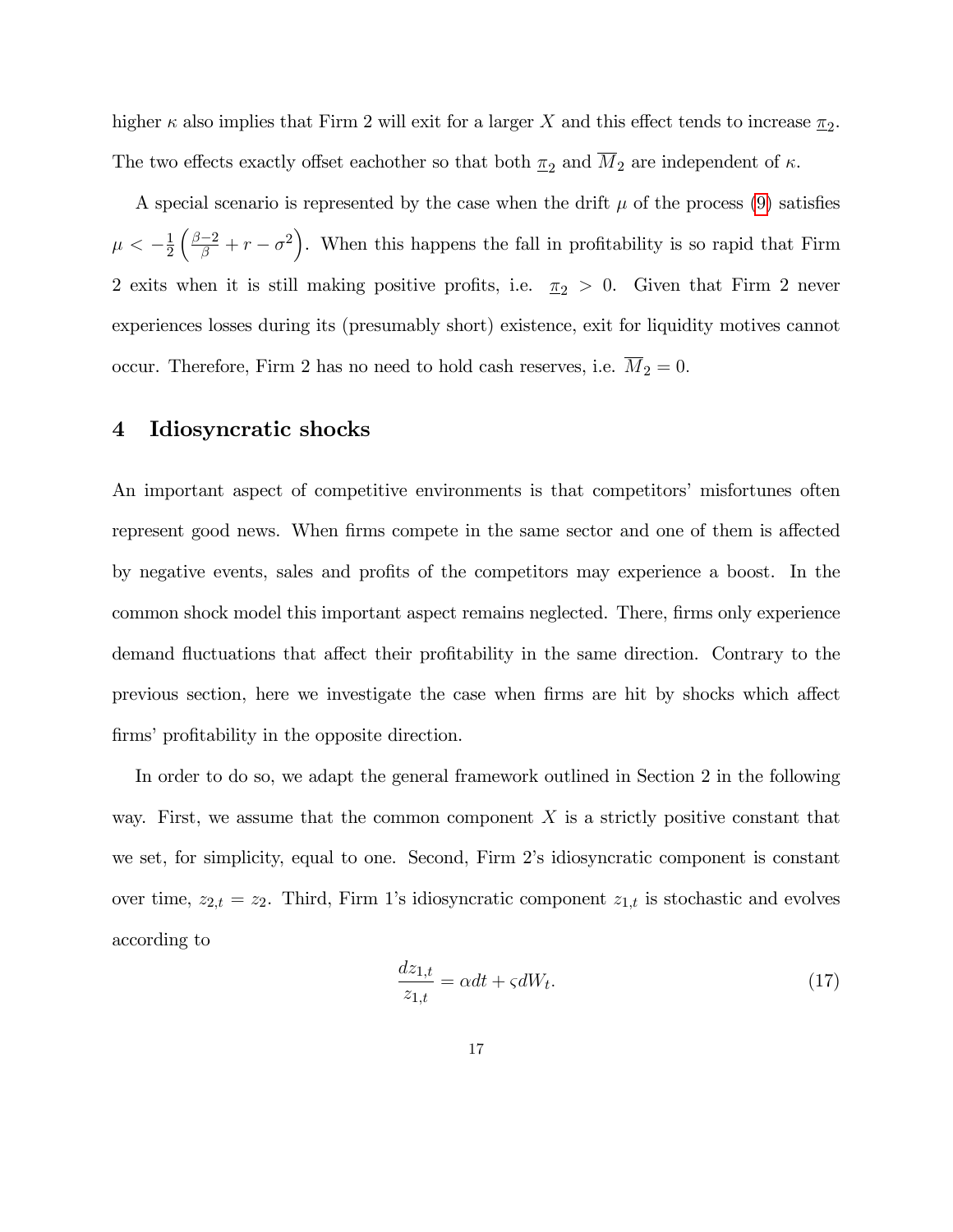higher $\kappa$ also implies that Firm 2 will exit for a larger $X$ and this effect tends to increase $\underline{\pi}_2$. The two effects exactly offset eachother so that both $\underline{\pi}_2$ and $\overline{M}_2$ are independent of $\kappa$.

A special scenario is represented by the case when the drift $\mu$ of the process (9) satisfies $\mu < -\frac{1}{2}\left(\frac{\beta-2}{\beta} + r - \sigma^2\right)$. When this happens the fall in profitability is so rapid that Firm 2 exits when it is still making positive profits, i.e. $\underline{\pi}_2 > 0$. Given that Firm 2 never experiences losses during its (presumably short) existence, exit for liquidity motives cannot occur. Therefore, Firm 2 has no need to hold cash reserves, i.e. $\overline{M}_2 = 0$.

## 4 Idiosyncratic shocks

An important aspect of competitive environments is that competitors' misfortunes often represent good news. When firms compete in the same sector and one of them is affected by negative events, sales and profits of the competitors may experience a boost. In the common shock model this important aspect remains neglected. There, firms only experience demand fluctuations that affect their profitability in the same direction. Contrary to the previous section, here we investigate the case when firms are hit by shocks which affect firms' profitability in the opposite direction.

In order to do so, we adapt the general framework outlined in Section 2 in the following way. First, we assume that the common component $X$ is a strictly positive constant that we set, for simplicity, equal to one. Second, Firm 2's idiosyncratic component is constant over time, $z_{2,t} = z_2$. Third, Firm 1's idiosyncratic component $z_{1,t}$ is stochastic and evolves according to

$$\frac{dz_{1,t}}{z_{1,t}} = \alpha dt + \varsigma dW_t. \tag{17}$$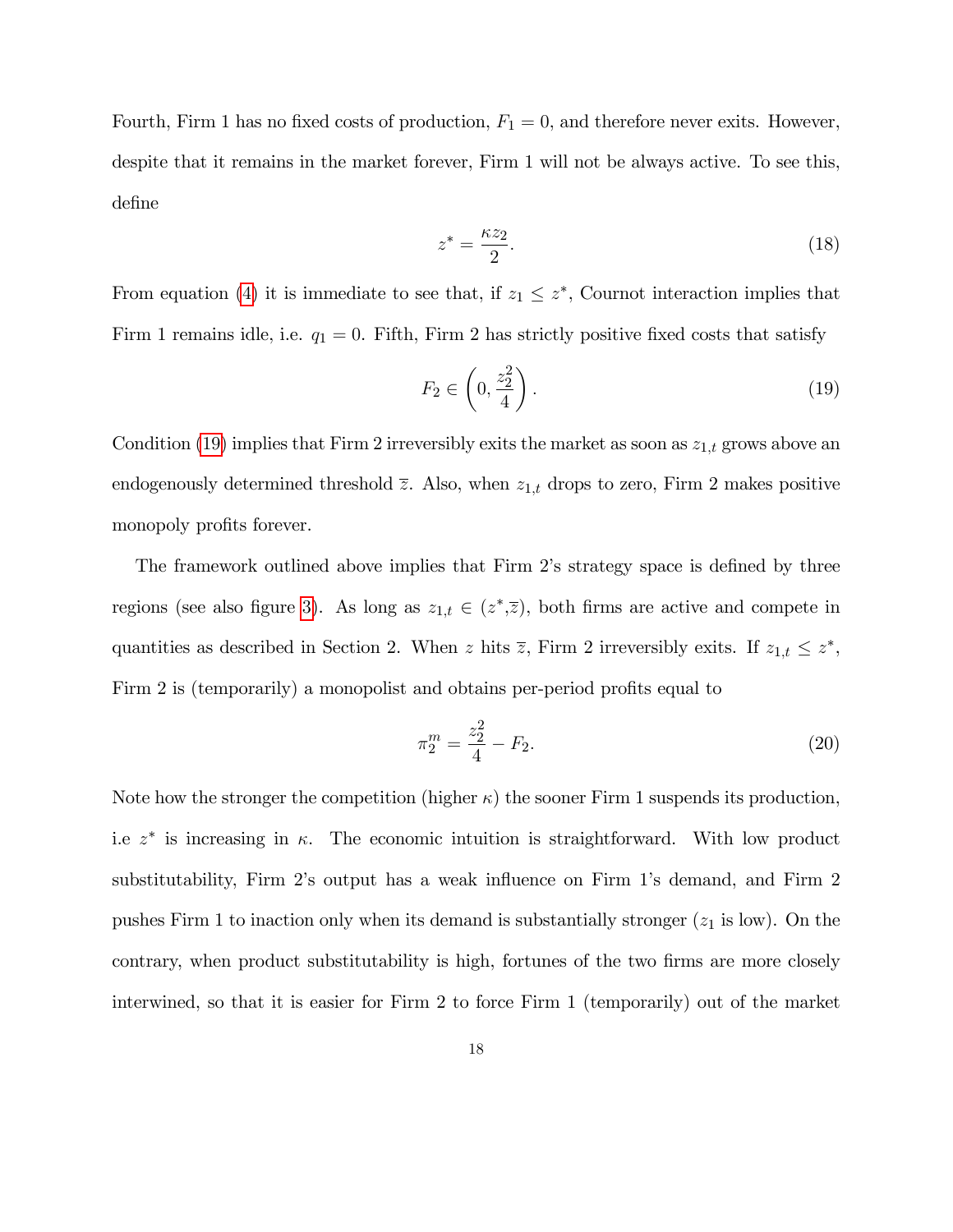Fourth, Firm 1 has no fixed costs of production, $F_1 = 0$, and therefore never exits. However, despite that it remains in the market forever, Firm 1 will not be always active. To see this, define

$$z^* = \frac{\kappa z_2}{2}. \tag{18}$$

From equation (4) it is immediate to see that, if $z_1 \leq z^*$, Cournot interaction implies that Firm 1 remains idle, i.e. $q_1 = 0$. Fifth, Firm 2 has strictly positive fixed costs that satisfy

$$F_2 \in \left(0, \frac{z_2^2}{4}\right). \tag{19}$$

Condition (19) implies that Firm 2 irreversibly exits the market as soon as $z_{1,t}$ grows above an endogenously determined threshold $\overline{z}$. Also, when $z_{1,t}$ drops to zero, Firm 2 makes positive monopoly profits forever.

The framework outlined above implies that Firm 2's strategy space is defined by three regions (see also figure 3). As long as $z_{1,t} \in (z^*, \overline{z})$, both firms are active and compete in quantities as described in Section 2. When $z$ hits $\overline{z}$, Firm 2 irreversibly exits. If $z_{1,t} \leq z^*$, Firm 2 is (temporarily) a monopolist and obtains per-period profits equal to

$$\pi_2^m = \frac{z_2^2}{4} - F_2. \tag{20}$$

Note how the stronger the competition (higher $\kappa$) the sooner Firm 1 suspends its production, i.e $z^*$ is increasing in $\kappa$. The economic intuition is straightforward. With low product substitutability, Firm 2's output has a weak influence on Firm 1's demand, and Firm 2 pushes Firm 1 to inaction only when its demand is substantially stronger ($z_1$ is low). On the contrary, when product substitutability is high, fortunes of the two firms are more closely interwined, so that it is easier for Firm 2 to force Firm 1 (temporarily) out of the market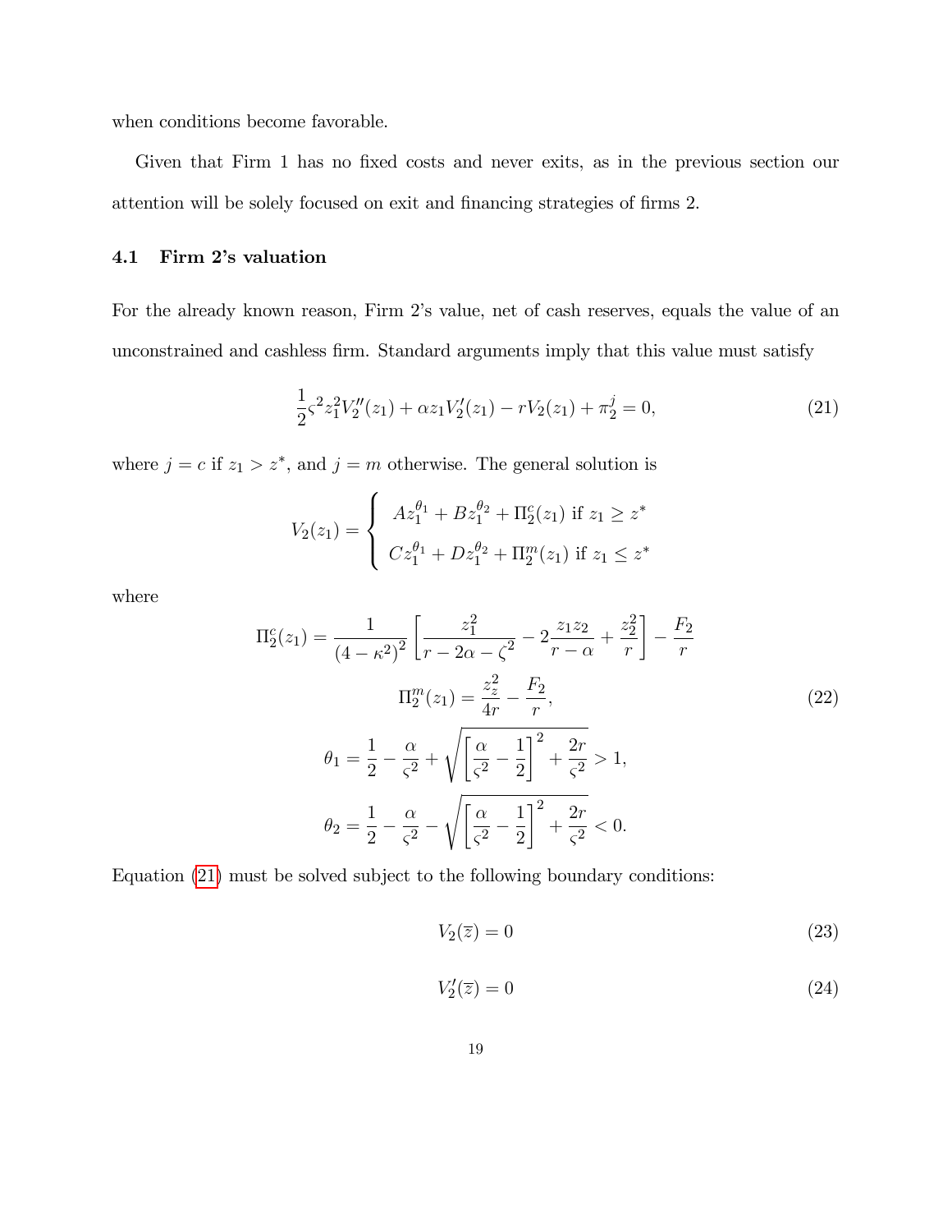when conditions become favorable.

Given that Firm 1 has no fixed costs and never exits, as in the previous section our attention will be solely focused on exit and financing strategies of firms 2.

### 4.1 Firm 2's valuation

For the already known reason, Firm 2's value, net of cash reserves, equals the value of an unconstrained and cashless firm. Standard arguments imply that this value must satisfy

$$\frac{1}{2}\varsigma^2 z_1^2 V_2''(z_1) + \alpha z_1 V_2'(z_1) - rV_2(z_1) + \pi_2^j = 0, \tag{21}$$

where $j = c$ if $z_1 > z^*$, and $j = m$ otherwise. The general solution is

$$V_2(z_1) = \begin{cases} Az_1^{\theta_1} + Bz_1^{\theta_2} + \Pi_2^c(z_1) \text{ if } z_1 \geq z^* \\ Cz_1^{\theta_1} + Dz_1^{\theta_2} + \Pi_2^m(z_1) \text{ if } z_1 \leq z^* \end{cases}$$

where

$$\Pi_2^c(z_1) = \frac{1}{(4-\kappa^2)^2}\left[\frac{z_1^2}{r-2\alpha-\zeta^2} - 2\frac{z_1 z_2}{r-\alpha} + \frac{z_2^2}{r}\right] - \frac{F_2}{r}$$

$$\Pi_2^m(z_1) = \frac{z_z^2}{4r} - \frac{F_2}{r}, \tag{22}$$

$$\theta_1 = \frac{1}{2} - \frac{\alpha}{\varsigma^2} + \sqrt{\left[\frac{\alpha}{\varsigma^2} - \frac{1}{2}\right]^2 + \frac{2r}{\varsigma^2}} > 1,$$

$$\theta_2 = \frac{1}{2} - \frac{\alpha}{\varsigma^2} - \sqrt{\left[\frac{\alpha}{\varsigma^2} - \frac{1}{2}\right]^2 + \frac{2r}{\varsigma^2}} < 0.$$

Equation (21) must be solved subject to the following boundary conditions:

$$V_2(\overline{z}) = 0 \tag{23}$$

$$V_2'(\overline{z}) = 0 \tag{24}$$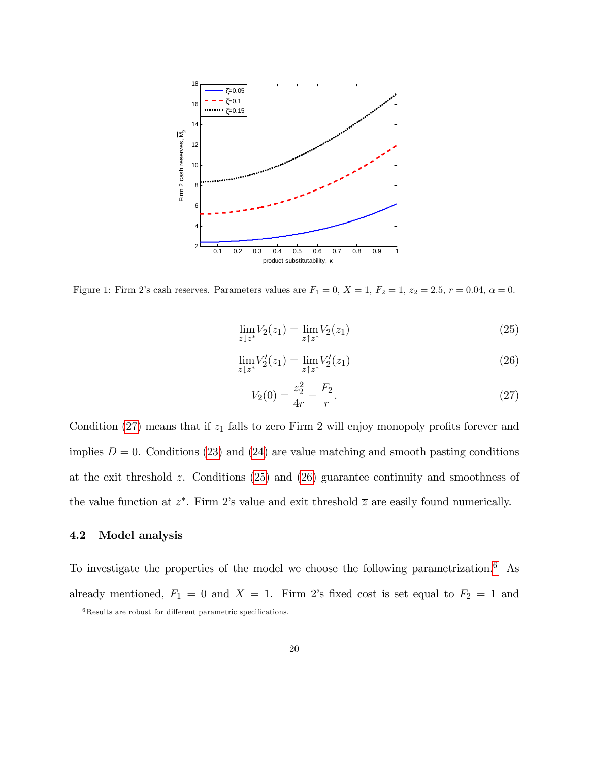Figure 1: Firm 2's cash reserves. Parameters values are $F_1 = 0$, $X = 1$, $F_2 = 1$, $z_2 = 2.5$, $r = 0.04$, $\alpha = 0$.

$$\lim_{z \downarrow z^*} V_2(z_1) = \lim_{z \uparrow z^*} V_2(z_1) \tag{25}$$

$$\lim_{z \downarrow z^*} V_2'(z_1) = \lim_{z \uparrow z^*} V_2'(z_1) \tag{26}$$

$$V_2(0) = \frac{z_2^2}{4r} - \frac{F_2}{r}. \tag{27}$$

Condition (27) means that if $z_1$ falls to zero Firm 2 will enjoy monopoly profits forever and implies $D = 0$. Conditions (23) and (24) are value matching and smooth pasting conditions at the exit threshold $\bar{z}$. Conditions (25) and (26) guarantee continuity and smoothness of the value function at $z^*$. Firm 2's value and exit threshold $\bar{z}$ are easily found numerically.

### 4.2 Model analysis

To investigate the properties of the model we choose the following parametrization.[6] As already mentioned, $F_1 = 0$ and $X = 1$. Firm 2's fixed cost is set equal to $F_2 = 1$ and

[6] Results are robust for different parametric specifications.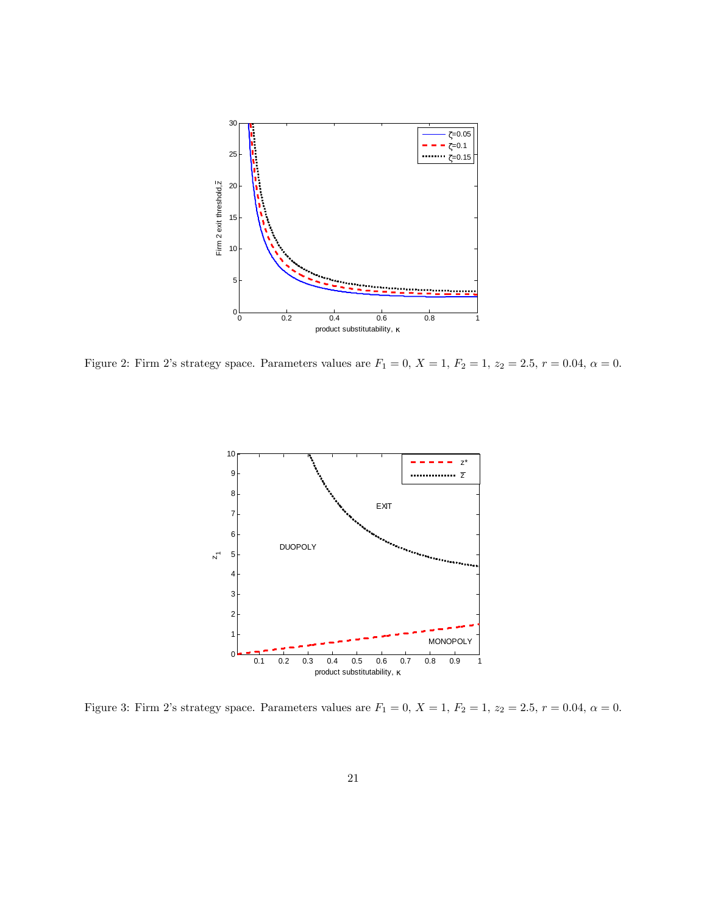Figure 2: Firm 2's strategy space. Parameters values are $F_1 = 0$, $X = 1$, $F_2 = 1$, $z_2 = 2.5$, $r = 0.04$, $\alpha = 0$.

Figure 3: Firm 2's strategy space. Parameters values are $F_1 = 0$, $X = 1$, $F_2 = 1$, $z_2 = 2.5$, $r = 0.04$, $\alpha = 0$.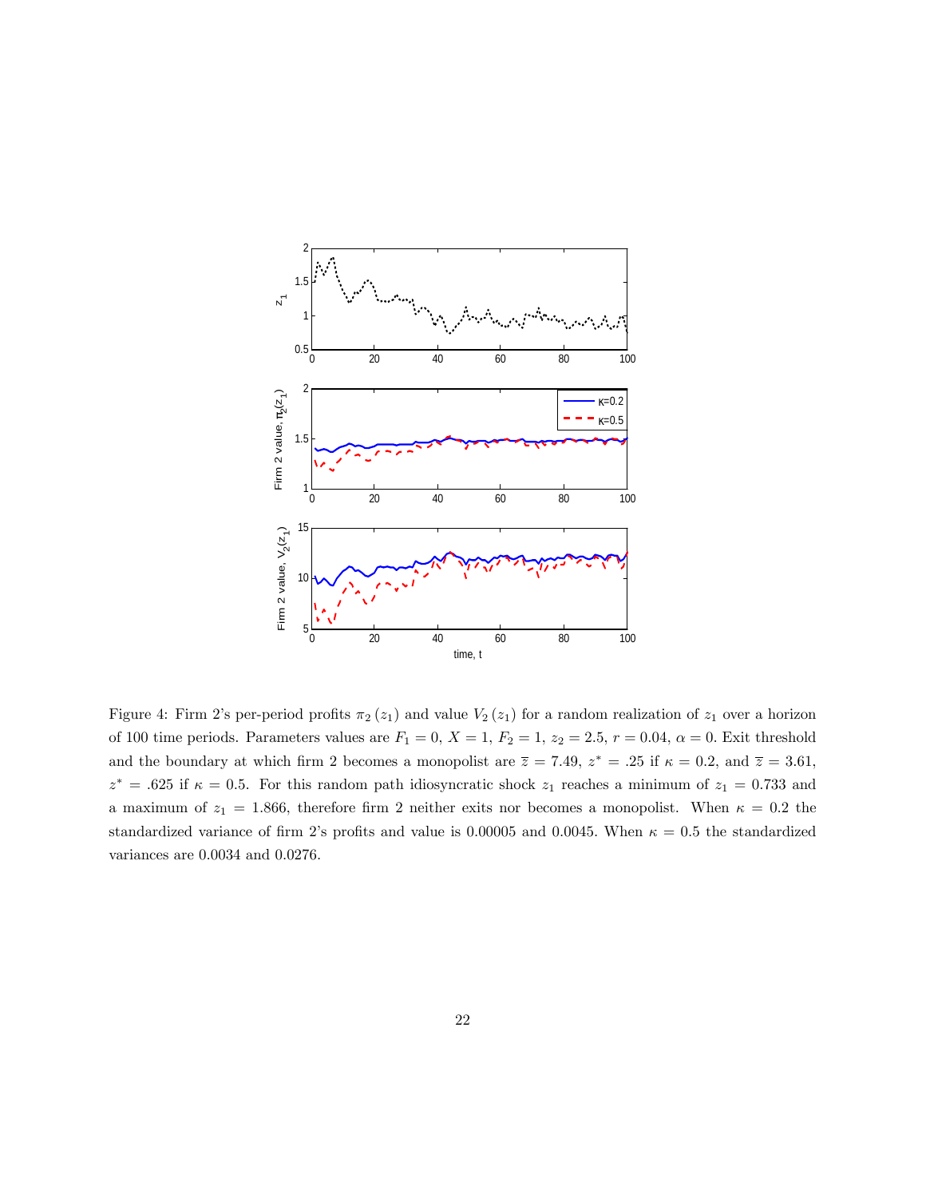Figure 4: Firm 2's per-period profits $\pi_2(z_1)$ and value $V_2(z_1)$ for a random realization of $z_1$ over a horizon of 100 time periods. Parameters values are $F_1 = 0$, $X = 1$, $F_2 = 1$, $z_2 = 2.5$, $r = 0.04$, $\alpha = 0$. Exit threshold and the boundary at which firm 2 becomes a monopolist are $\overline{z} = 7.49$, $z^* = .25$ if $\kappa = 0.2$, and $\overline{z} = 3.61$, $z^* = .625$ if $\kappa = 0.5$. For this random path idiosyncratic shock $z_1$ reaches a minimum of $z_1 = 0.733$ and a maximum of $z_1 = 1.866$, therefore firm 2 neither exits nor becomes a monopolist. When $\kappa = 0.2$ the standardized variance of firm 2's profits and value is 0.00005 and 0.0045. When $\kappa = 0.5$ the standardized variances are 0.0034 and 0.0276.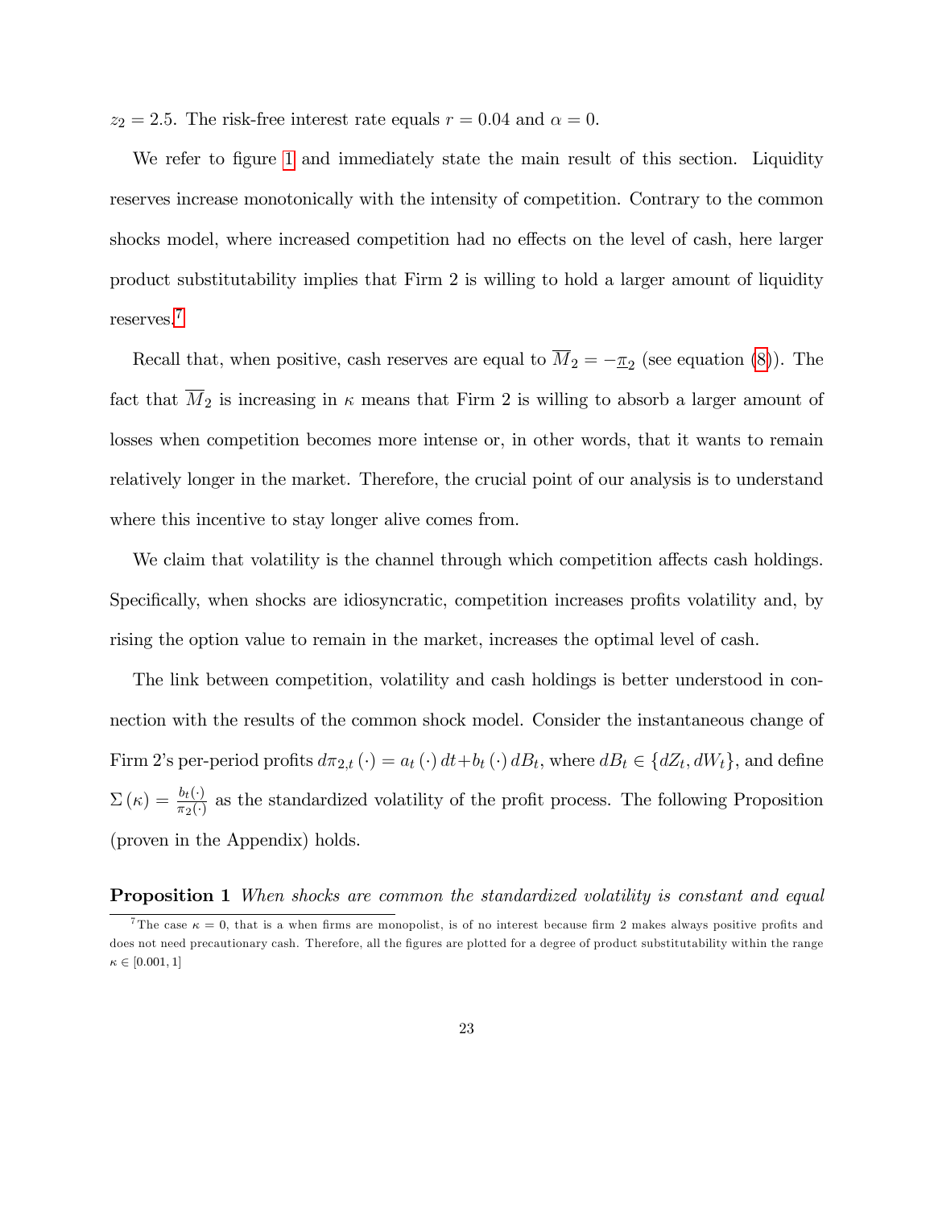$z_2 = 2.5$. The risk-free interest rate equals $r = 0.04$ and $\alpha = 0$.

We refer to figure 1 and immediately state the main result of this section. Liquidity reserves increase monotonically with the intensity of competition. Contrary to the common shocks model, where increased competition had no effects on the level of cash, here larger product substitutability implies that Firm 2 is willing to hold a larger amount of liquidity reserves.[7]

Recall that, when positive, cash reserves are equal to $\overline{M}_2 = -\underline{\pi}_2$ (see equation (8)). The fact that $\overline{M}_2$ is increasing in $\kappa$ means that Firm 2 is willing to absorb a larger amount of losses when competition becomes more intense or, in other words, that it wants to remain relatively longer in the market. Therefore, the crucial point of our analysis is to understand where this incentive to stay longer alive comes from.

We claim that volatility is the channel through which competition affects cash holdings. Specifically, when shocks are idiosyncratic, competition increases profits volatility and, by rising the option value to remain in the market, increases the optimal level of cash.

The link between competition, volatility and cash holdings is better understood in connection with the results of the common shock model. Consider the instantaneous change of Firm 2's per-period profits $d\pi_{2,t}(\cdot) = a_t(\cdot)\,dt + b_t(\cdot)\,dB_t$, where $dB_t \in \{dZ_t, dW_t\}$, and define $\Sigma(\kappa) = \frac{b_t(\cdot)}{\pi_2(\cdot)}$ as the standardized volatility of the profit process. The following Proposition (proven in the Appendix) holds.

**Proposition 1** *When shocks are common the standardized volatility is constant and equal*

[7] The case $\kappa = 0$, that is a when firms are monopolist, is of no interest because firm 2 makes always positive profits and does not need precautionary cash. Therefore, all the figures are plotted for a degree of product substitutability within the range $\kappa \in [0.001, 1]$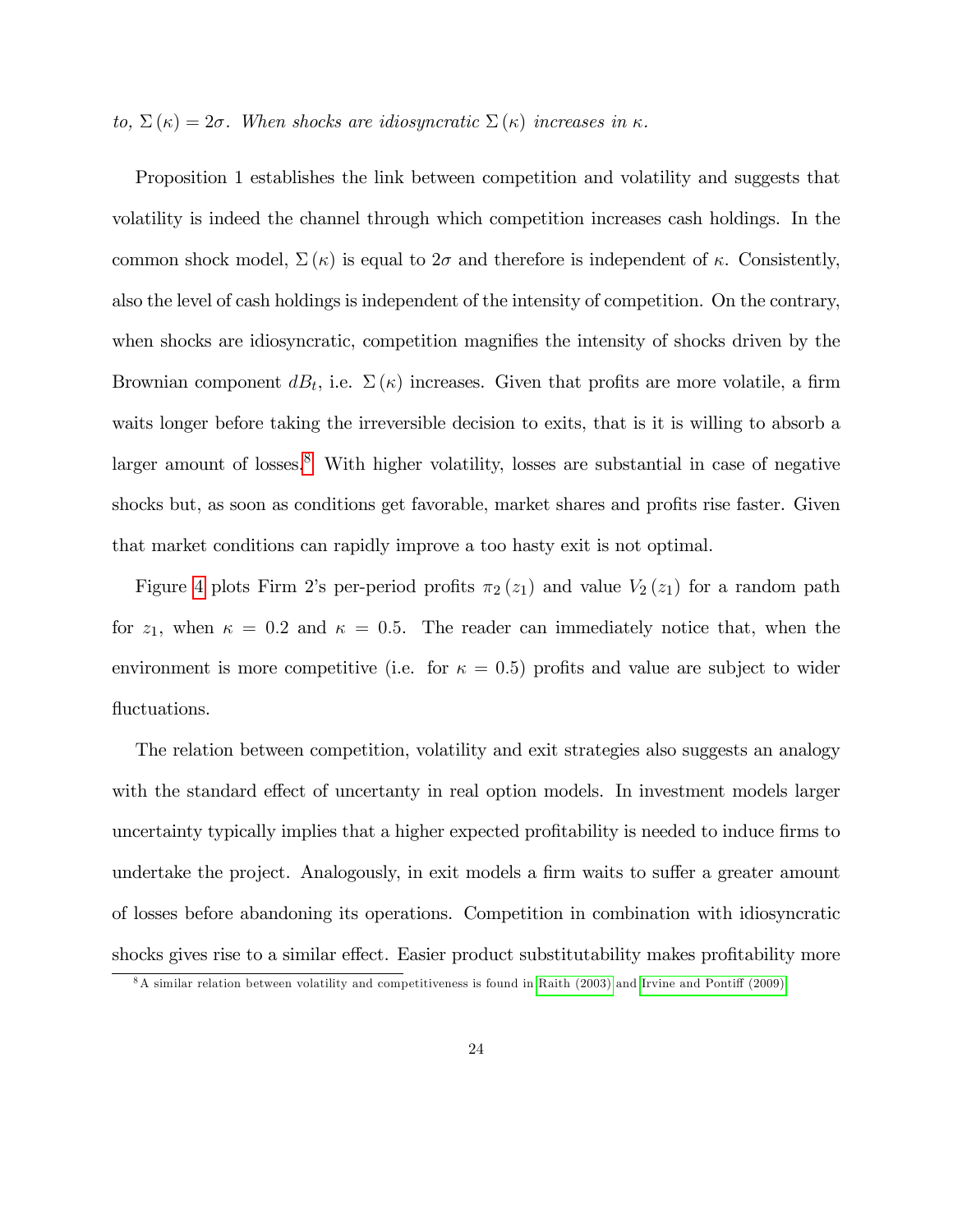*to, $\Sigma(\kappa) = 2\sigma$. When shocks are idiosyncratic $\Sigma(\kappa)$ increases in $\kappa$.*

Proposition 1 establishes the link between competition and volatility and suggests that volatility is indeed the channel through which competition increases cash holdings. In the common shock model, $\Sigma(\kappa)$ is equal to $2\sigma$ and therefore is independent of $\kappa$. Consistently, also the level of cash holdings is independent of the intensity of competition. On the contrary, when shocks are idiosyncratic, competition magnifies the intensity of shocks driven by the Brownian component $dB_t$, i.e. $\Sigma(\kappa)$ increases. Given that profits are more volatile, a firm waits longer before taking the irreversible decision to exits, that is it is willing to absorb a larger amount of losses.[8] With higher volatility, losses are substantial in case of negative shocks but, as soon as conditions get favorable, market shares and profits rise faster. Given that market conditions can rapidly improve a too hasty exit is not optimal.

Figure 4 plots Firm 2's per-period profits $\pi_2(z_1)$ and value $V_2(z_1)$ for a random path for $z_1$, when $\kappa = 0.2$ and $\kappa = 0.5$. The reader can immediately notice that, when the environment is more competitive (i.e. for $\kappa = 0.5$) profits and value are subject to wider fluctuations.

The relation between competition, volatility and exit strategies also suggests an analogy with the standard effect of uncertanty in real option models. In investment models larger uncertainty typically implies that a higher expected profitability is needed to induce firms to undertake the project. Analogously, in exit models a firm waits to suffer a greater amount of losses before abandoning its operations. Competition in combination with idiosyncratic shocks gives rise to a similar effect. Easier product substitutability makes profitability more

[8] A similar relation between volatility and competitiveness is found in Raith (2003) and Irvine and Pontiff (2009).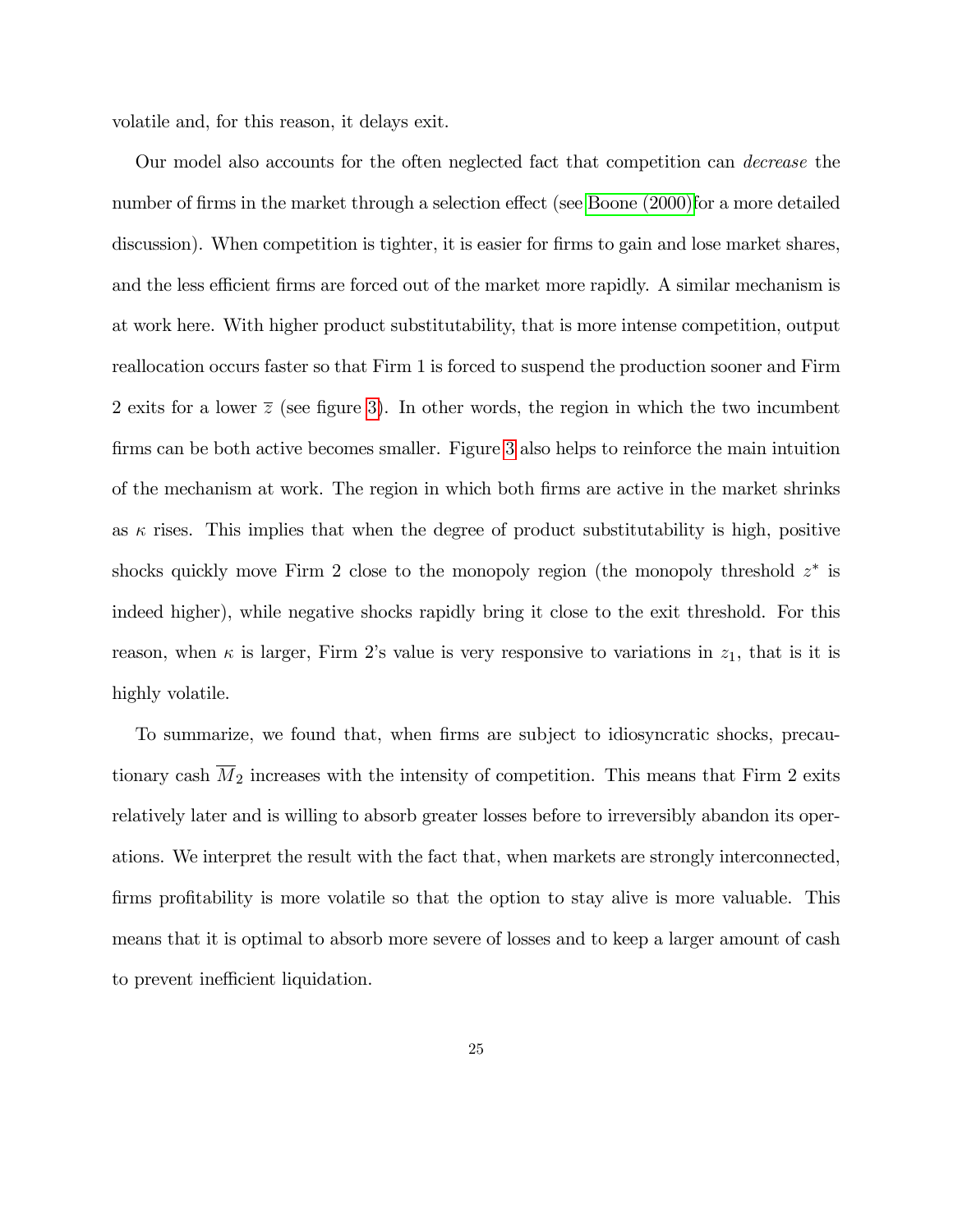volatile and, for this reason, it delays exit.

Our model also accounts for the often neglected fact that competition can *decrease* the number of firms in the market through a selection effect (see Boone (2000)for a more detailed discussion). When competition is tighter, it is easier for firms to gain and lose market shares, and the less efficient firms are forced out of the market more rapidly. A similar mechanism is at work here. With higher product substitutability, that is more intense competition, output reallocation occurs faster so that Firm 1 is forced to suspend the production sooner and Firm 2 exits for a lower $\overline{z}$ (see figure 3). In other words, the region in which the two incumbent firms can be both active becomes smaller. Figure 3 also helps to reinforce the main intuition of the mechanism at work. The region in which both firms are active in the market shrinks as $\kappa$ rises. This implies that when the degree of product substitutability is high, positive shocks quickly move Firm 2 close to the monopoly region (the monopoly threshold $z^*$ is indeed higher), while negative shocks rapidly bring it close to the exit threshold. For this reason, when $\kappa$ is larger, Firm 2's value is very responsive to variations in $z_1$, that is it is highly volatile.

To summarize, we found that, when firms are subject to idiosyncratic shocks, precautionary cash $\overline{M}_2$ increases with the intensity of competition. This means that Firm 2 exits relatively later and is willing to absorb greater losses before to irreversibly abandon its operations. We interpret the result with the fact that, when markets are strongly interconnected, firms profitability is more volatile so that the option to stay alive is more valuable. This means that it is optimal to absorb more severe of losses and to keep a larger amount of cash to prevent inefficient liquidation.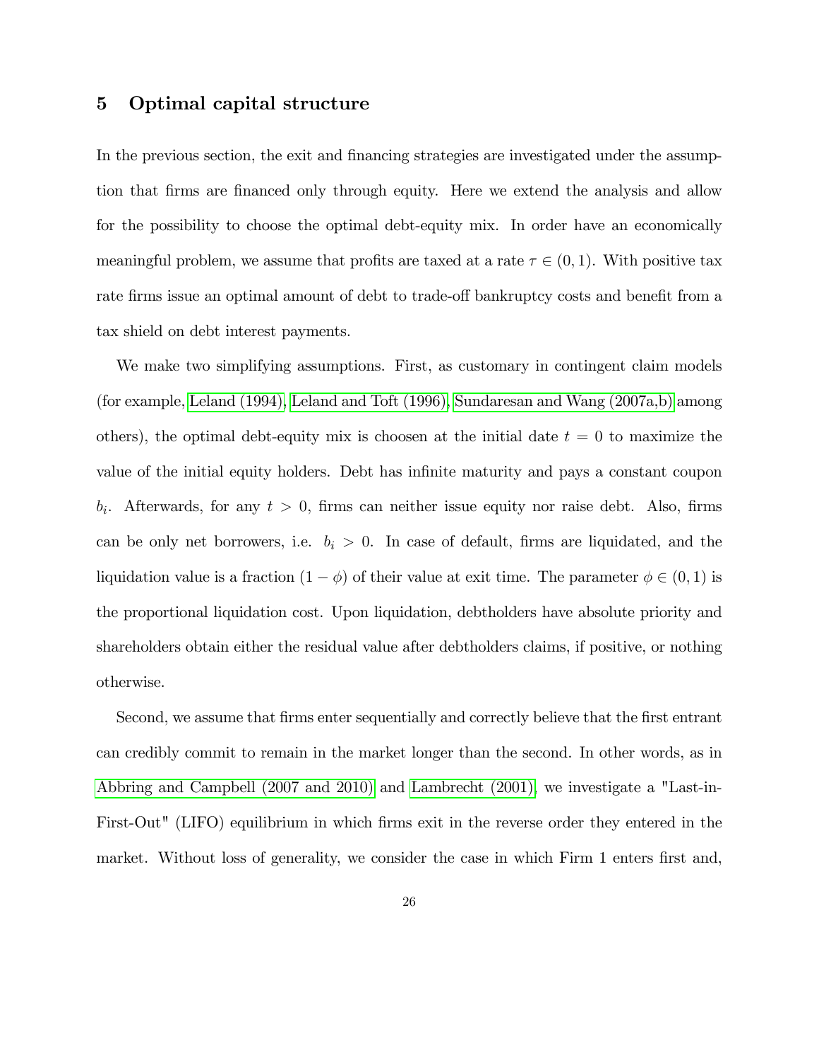## 5 Optimal capital structure

In the previous section, the exit and financing strategies are investigated under the assumption that firms are financed only through equity. Here we extend the analysis and allow for the possibility to choose the optimal debt-equity mix. In order have an economically meaningful problem, we assume that profits are taxed at a rate $\tau \in (0, 1)$. With positive tax rate firms issue an optimal amount of debt to trade-off bankruptcy costs and benefit from a tax shield on debt interest payments.

We make two simplifying assumptions. First, as customary in contingent claim models (for example, Leland (1994), Leland and Toft (1996), Sundaresan and Wang (2007a,b) among others), the optimal debt-equity mix is choosen at the initial date $t = 0$ to maximize the value of the initial equity holders. Debt has infinite maturity and pays a constant coupon $b_i$. Afterwards, for any $t > 0$, firms can neither issue equity nor raise debt. Also, firms can be only net borrowers, i.e. $b_i > 0$. In case of default, firms are liquidated, and the liquidation value is a fraction $(1 - \phi)$ of their value at exit time. The parameter $\phi \in (0, 1)$ is the proportional liquidation cost. Upon liquidation, debtholders have absolute priority and shareholders obtain either the residual value after debtholders claims, if positive, or nothing otherwise.

Second, we assume that firms enter sequentially and correctly believe that the first entrant can credibly commit to remain in the market longer than the second. In other words, as in Abbring and Campbell (2007 and 2010) and Lambrecht (2001), we investigate a "Last-in-First-Out" (LIFO) equilibrium in which firms exit in the reverse order they entered in the market. Without loss of generality, we consider the case in which Firm 1 enters first and,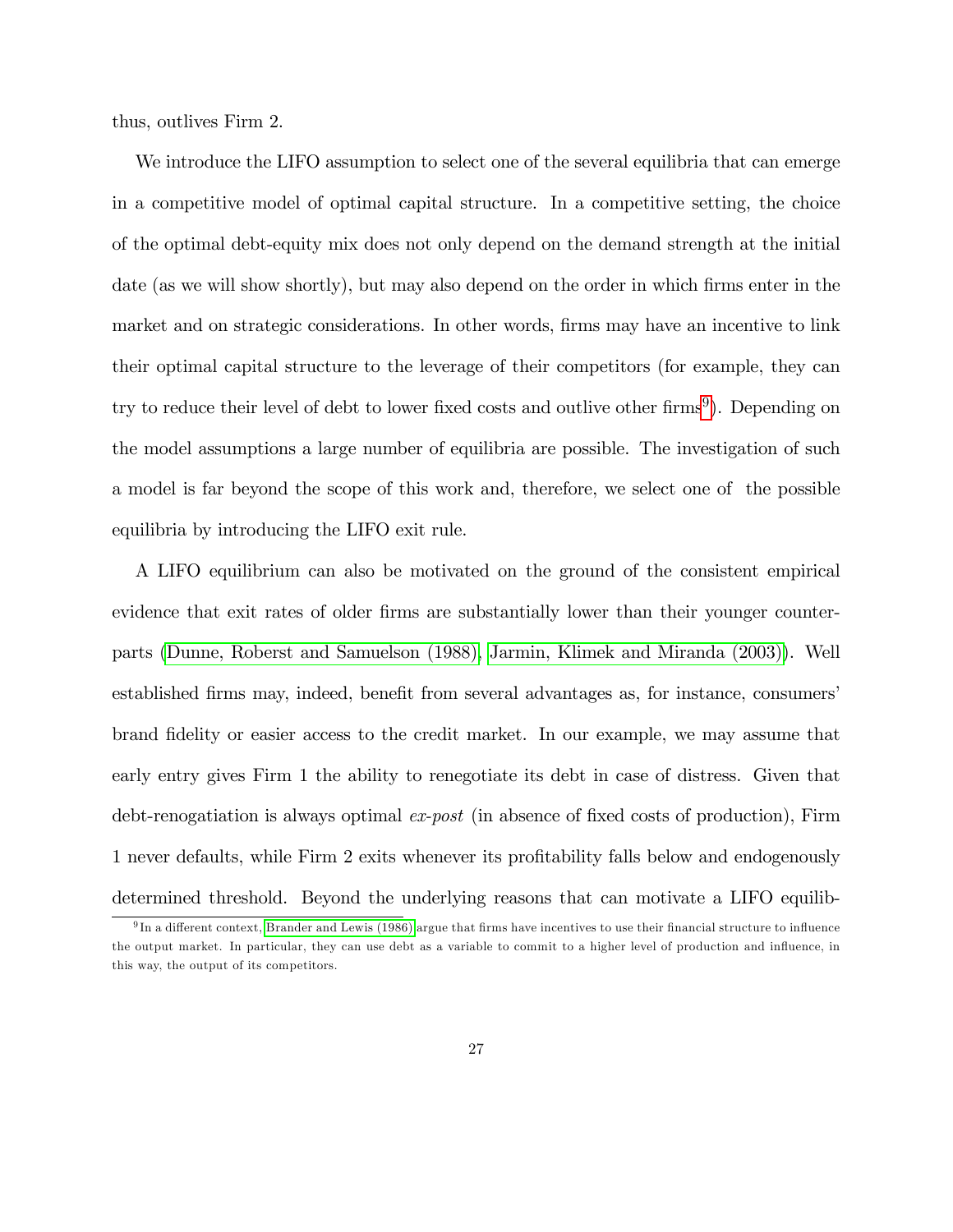thus, outlives Firm 2.

We introduce the LIFO assumption to select one of the several equilibria that can emerge in a competitive model of optimal capital structure. In a competitive setting, the choice of the optimal debt-equity mix does not only depend on the demand strength at the initial date (as we will show shortly), but may also depend on the order in which firms enter in the market and on strategic considerations. In other words, firms may have an incentive to link their optimal capital structure to the leverage of their competitors (for example, they can try to reduce their level of debt to lower fixed costs and outlive other firms[9]). Depending on the model assumptions a large number of equilibria are possible. The investigation of such a model is far beyond the scope of this work and, therefore, we select one of the possible equilibria by introducing the LIFO exit rule.

A LIFO equilibrium can also be motivated on the ground of the consistent empirical evidence that exit rates of older firms are substantially lower than their younger counterparts (Dunne, Roberst and Samuelson (1988), Jarmin, Klimek and Miranda (2003)). Well established firms may, indeed, benefit from several advantages as, for instance, consumers' brand fidelity or easier access to the credit market. In our example, we may assume that early entry gives Firm 1 the ability to renegotiate its debt in case of distress. Given that debt-renogatiation is always optimal *ex-post* (in absence of fixed costs of production), Firm 1 never defaults, while Firm 2 exits whenever its profitability falls below and endogenously determined threshold. Beyond the underlying reasons that can motivate a LIFO equilib-

[9] In a different context, Brander and Lewis (1986) argue that firms have incentives to use their financial structure to influence the output market. In particular, they can use debt as a variable to commit to a higher level of production and influence, in this way, the output of its competitors.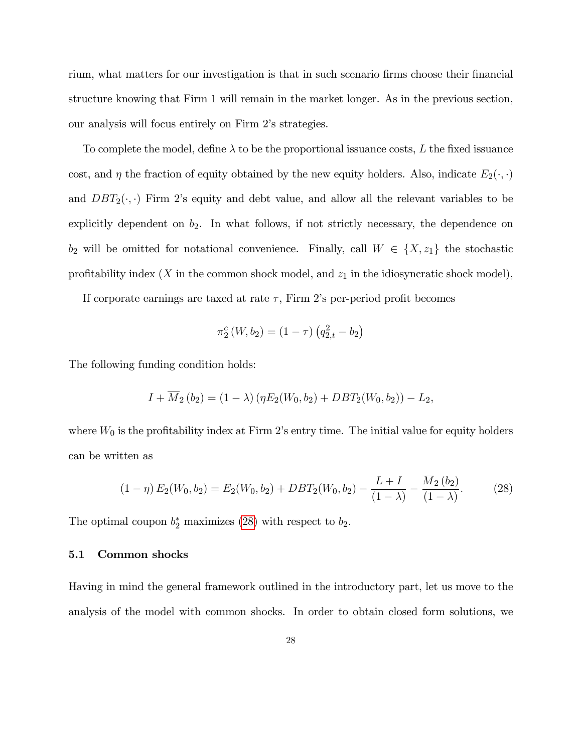rium, what matters for our investigation is that in such scenario firms choose their financial structure knowing that Firm 1 will remain in the market longer. As in the previous section, our analysis will focus entirely on Firm 2's strategies.

To complete the model, define $\lambda$ to be the proportional issuance costs, $L$ the fixed issuance cost, and $\eta$ the fraction of equity obtained by the new equity holders. Also, indicate $E_2(\cdot,\cdot)$ and $DBT_2(\cdot,\cdot)$ Firm 2's equity and debt value, and allow all the relevant variables to be explicitly dependent on $b_2$. In what follows, if not strictly necessary, the dependence on $b_2$ will be omitted for notational convenience. Finally, call $W \in \{X, z_1\}$ the stochastic profitability index ($X$ in the common shock model, and $z_1$ in the idiosyncratic shock model),

If corporate earnings are taxed at rate $\tau$, Firm 2's per-period profit becomes

$$\pi_2^c(W, b_2) = (1-\tau)\left(q_{2,t}^2 - b_2\right)$$

The following funding condition holds:

$$I + \overline{M}_2(b_2) = (1-\lambda)\left(\eta E_2(W_0, b_2) + DBT_2(W_0, b_2)\right) - L_2,$$

where $W_0$ is the profitability index at Firm 2's entry time. The initial value for equity holders can be written as

$$(1-\eta)\, E_2(W_0, b_2) = E_2(W_0, b_2) + DBT_2(W_0, b_2) - \frac{L+I}{(1-\lambda)} - \frac{\overline{M}_2(b_2)}{(1-\lambda)}. \tag{28}$$

The optimal coupon $b_2^*$ maximizes (28) with respect to $b_2$.

### 5.1 Common shocks

Having in mind the general framework outlined in the introductory part, let us move to the analysis of the model with common shocks. In order to obtain closed form solutions, we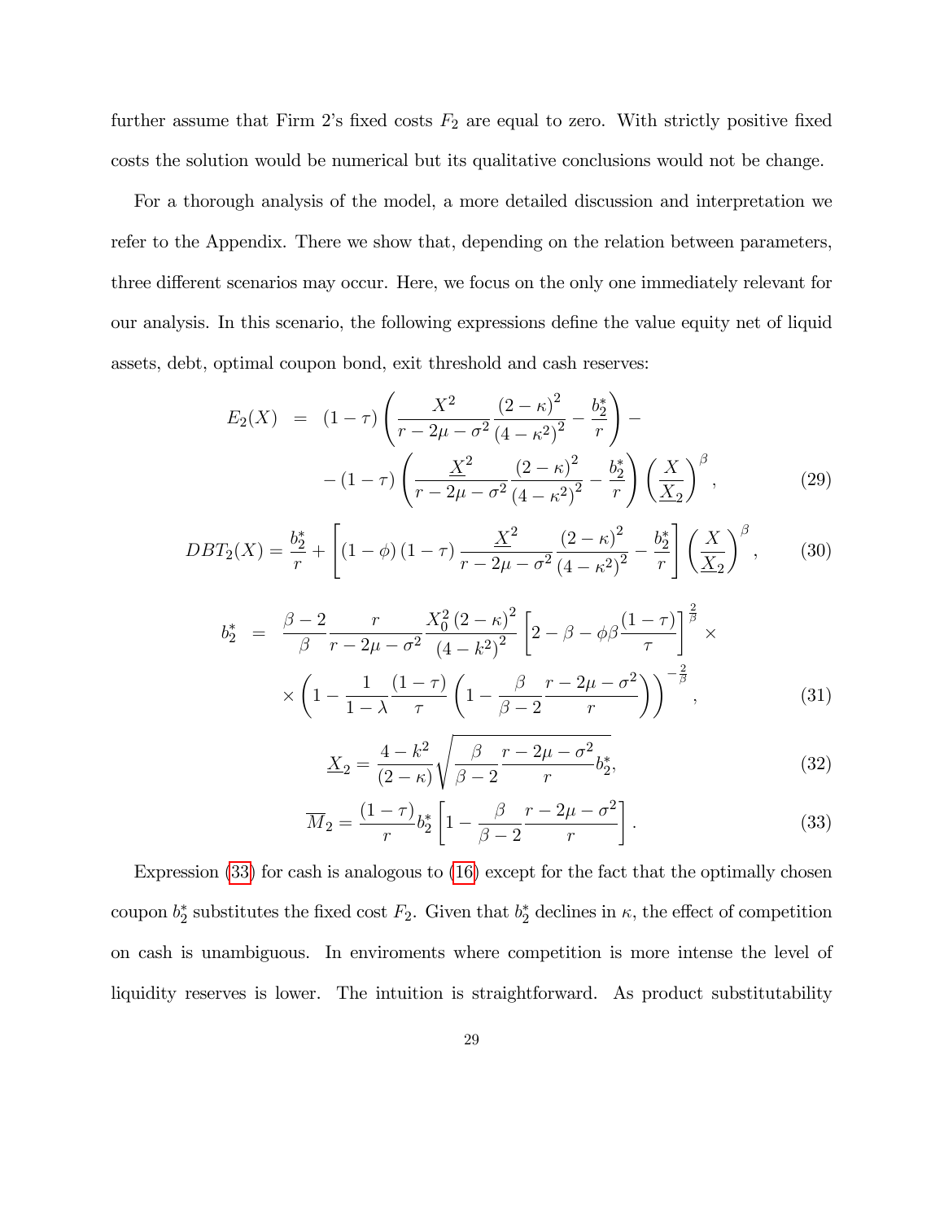further assume that Firm 2's fixed costs $F_2$ are equal to zero. With strictly positive fixed costs the solution would be numerical but its qualitative conclusions would not be change.

For a thorough analysis of the model, a more detailed discussion and interpretation we refer to the Appendix. There we show that, depending on the relation between parameters, three different scenarios may occur. Here, we focus on the only one immediately relevant for our analysis. In this scenario, the following expressions define the value equity net of liquid assets, debt, optimal coupon bond, exit threshold and cash reserves:

$$
\begin{aligned}
E_2(X) &= (1-\tau)\left(\frac{X^2}{r-2\mu-\sigma^2}\frac{(2-\kappa)^2}{(4-\kappa^2)^2}-\frac{b_2^*}{r}\right)- \\
&\quad -(1-\tau)\left(\frac{\underline{X}^2}{r-2\mu-\sigma^2}\frac{(2-\kappa)^2}{(4-\kappa^2)^2}-\frac{b_2^*}{r}\right)\left(\frac{X}{\underline{X}_2}\right)^{\beta}, \qquad (29)
\end{aligned}
$$

$$
DBT_2(X)=\frac{b_2^*}{r}+\left[(1-\phi)(1-\tau)\frac{\underline{X}^2}{r-2\mu-\sigma^2}\frac{(2-\kappa)^2}{(4-\kappa^2)^2}-\frac{b_2^*}{r}\right]\left(\frac{X}{\underline{X}_2}\right)^{\beta}, \qquad (30)
$$

$$
\begin{aligned}
b_2^* &= \frac{\beta-2}{\beta}\frac{r}{r-2\mu-\sigma^2}\frac{X_0^2(2-\kappa)^2}{(4-k^2)^2}\left[2-\beta-\phi\beta\frac{(1-\tau)}{\tau}\right]^{\frac{2}{\beta}}\times \\
&\quad \times\left(1-\frac{1}{1-\lambda}\frac{(1-\tau)}{\tau}\left(1-\frac{\beta}{\beta-2}\frac{r-2\mu-\sigma^2}{r}\right)\right)^{-\frac{2}{\beta}}, \qquad (31)
\end{aligned}
$$

$$
\underline{X}_2=\frac{4-k^2}{(2-\kappa)}\sqrt{\frac{\beta}{\beta-2}\frac{r-2\mu-\sigma^2}{r}b_2^*}, \qquad (32)
$$

$$
\overline{M}_2=\frac{(1-\tau)}{r}b_2^*\left[1-\frac{\beta}{\beta-2}\frac{r-2\mu-\sigma^2}{r}\right]. \qquad (33)
$$

Expression (33) for cash is analogous to (16) except for the fact that the optimally chosen coupon $b_2^*$ substitutes the fixed cost $F_2$. Given that $b_2^*$ declines in $\kappa$, the effect of competition on cash is unambiguous. In enviroments where competition is more intense the level of liquidity reserves is lower. The intuition is straightforward. As product substitutability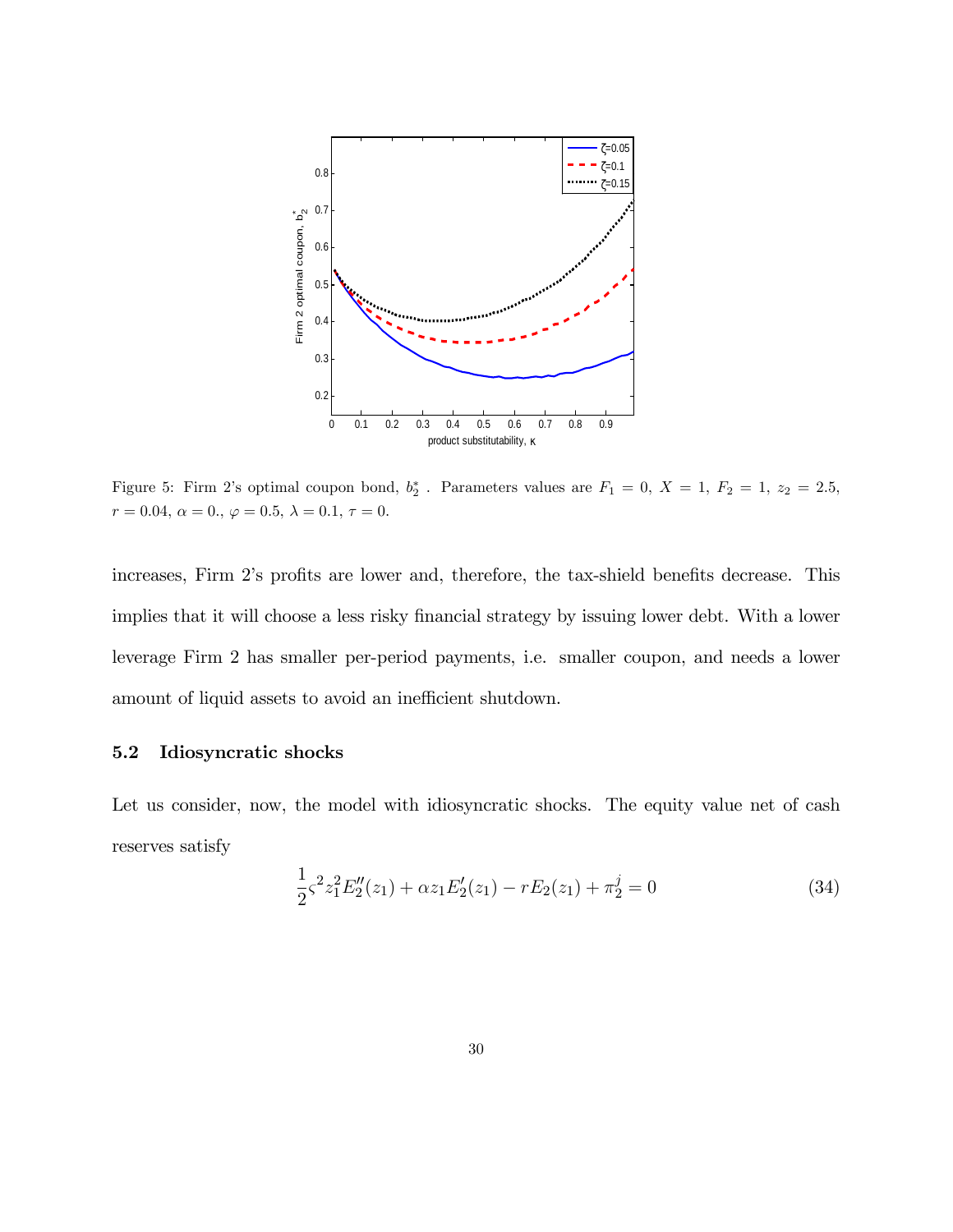Figure 5: Firm 2's optimal coupon bond, $b_2^*$ . Parameters values are $F_1 = 0$, $X = 1$, $F_2 = 1$, $z_2 = 2.5$, $r = 0.04$, $\alpha = 0.$, $\varphi = 0.5$, $\lambda = 0.1$, $\tau = 0$.

increases, Firm 2's profits are lower and, therefore, the tax-shield benefits decrease. This implies that it will choose a less risky financial strategy by issuing lower debt. With a lower leverage Firm 2 has smaller per-period payments, i.e. smaller coupon, and needs a lower amount of liquid assets to avoid an inefficient shutdown.

### 5.2 Idiosyncratic shocks

Let us consider, now, the model with idiosyncratic shocks. The equity value net of cash reserves satisfy

$$\frac{1}{2}\varsigma^2 z_1^2 E_2''(z_1) + \alpha z_1 E_2'(z_1) - rE_2(z_1) + \pi_2^j = 0 \tag{34}$$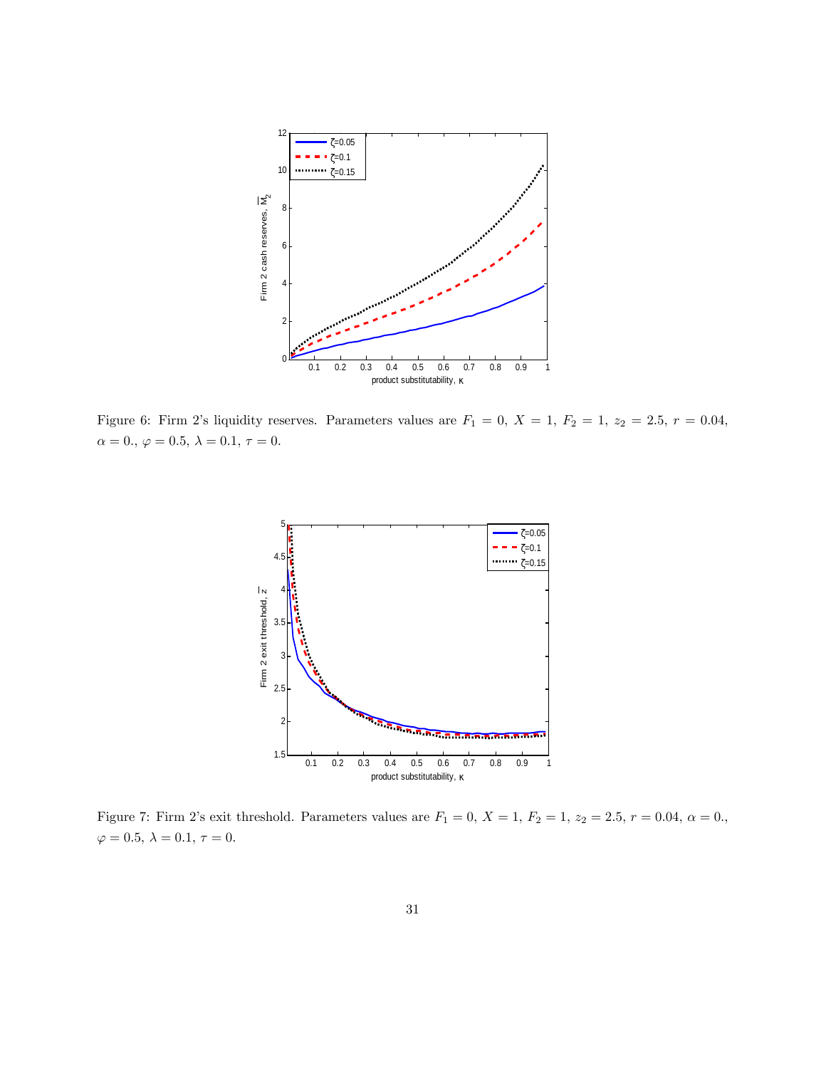Figure 6: Firm 2's liquidity reserves. Parameters values are $F_1 = 0$, $X = 1$, $F_2 = 1$, $z_2 = 2.5$, $r = 0.04$, $\alpha = 0.$, $\varphi = 0.5$, $\lambda = 0.1$, $\tau = 0$.

Figure 7: Firm 2's exit threshold. Parameters values are $F_1 = 0$, $X = 1$, $F_2 = 1$, $z_2 = 2.5$, $r = 0.04$, $\alpha = 0.$, $\varphi = 0.5$, $\lambda = 0.1$, $\tau = 0$.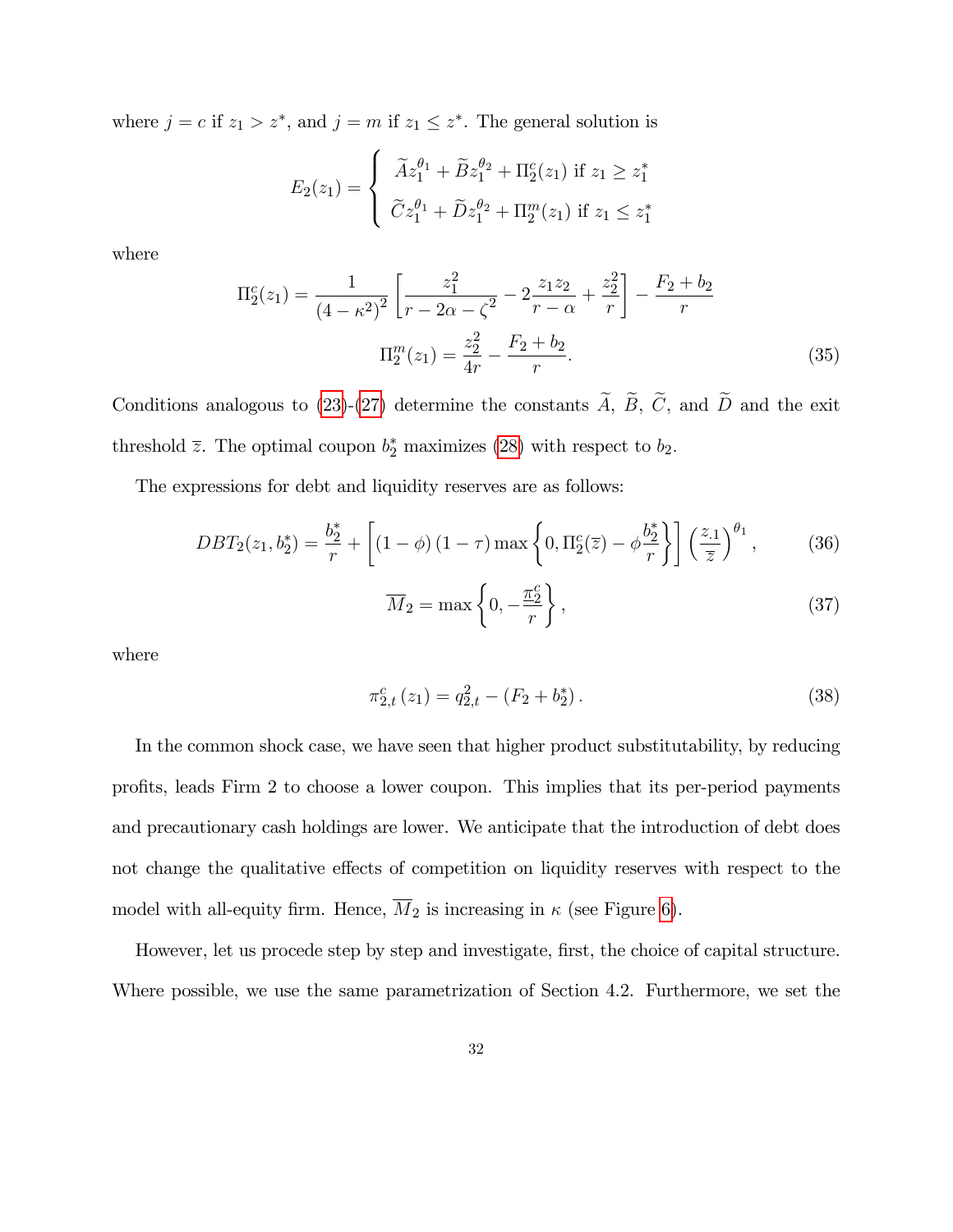where $j = c$ if $z_1 > z^*$, and $j = m$ if $z_1 \leq z^*$. The general solution is

$$E_2(z_1) = \begin{cases} \widetilde{A} z_1^{\theta_1} + \widetilde{B} z_1^{\theta_2} + \Pi_2^c(z_1) \text{ if } z_1 \geq z_1^* \\ \widetilde{C} z_1^{\theta_1} + \widetilde{D} z_1^{\theta_2} + \Pi_2^m(z_1) \text{ if } z_1 \leq z_1^* \end{cases}$$

where

$$\Pi_2^c(z_1) = \frac{1}{(4-\kappa^2)^2}\left[\frac{z_1^2}{r-2\alpha-\zeta^2} - 2\frac{z_1 z_2}{r-\alpha} + \frac{z_2^2}{r}\right] - \frac{F_2 + b_2}{r}$$

$$\Pi_2^m(z_1) = \frac{z_2^2}{4r} - \frac{F_2 + b_2}{r}. \tag{35}$$

Conditions analogous to (23)-(27) determine the constants $\widetilde{A}$, $\widetilde{B}$, $\widetilde{C}$, and $\widetilde{D}$ and the exit threshold $\overline{z}$. The optimal coupon $b_2^*$ maximizes (28) with respect to $b_2$.

The expressions for debt and liquidity reserves are as follows:

$$DBT_2(z_1, b_2^*) = \frac{b_2^*}{r} + \left[(1-\phi)(1-\tau)\max\left\{0, \Pi_2^c(\overline{z}) - \phi\frac{b_2^*}{r}\right\}\right]\left(\frac{z_{.1}}{\overline{z}}\right)^{\theta_1}, \tag{36}$$

$$\overline{M}_2 = \max\left\{0, -\frac{\pi_2^c}{r}\right\}, \tag{37}$$

where

$$\pi_{2,t}^c(z_1) = q_{2,t}^2 - (F_2 + b_2^*). \tag{38}$$

In the common shock case, we have seen that higher product substitutability, by reducing profits, leads Firm 2 to choose a lower coupon. This implies that its per-period payments and precautionary cash holdings are lower. We anticipate that the introduction of debt does not change the qualitative effects of competition on liquidity reserves with respect to the model with all-equity firm. Hence, $\overline{M}_2$ is increasing in $\kappa$ (see Figure 6).

However, let us procede step by step and investigate, first, the choice of capital structure. Where possible, we use the same parametrization of Section 4.2. Furthermore, we set the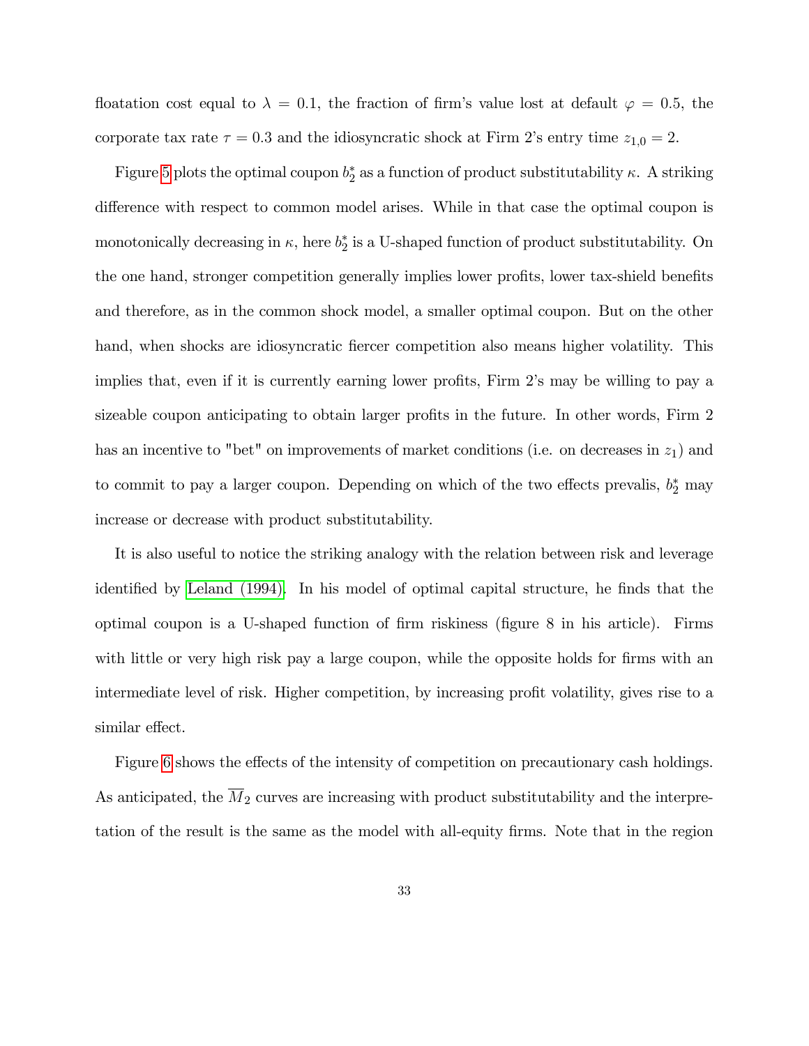floatation cost equal to $\lambda = 0.1$, the fraction of firm's value lost at default $\varphi = 0.5$, the corporate tax rate $\tau = 0.3$ and the idiosyncratic shock at Firm 2's entry time $z_{1,0} = 2$.

Figure 5 plots the optimal coupon $b_2^*$ as a function of product substitutability $\kappa$. A striking difference with respect to common model arises. While in that case the optimal coupon is monotonically decreasing in $\kappa$, here $b_2^*$ is a U-shaped function of product substitutability. On the one hand, stronger competition generally implies lower profits, lower tax-shield benefits and therefore, as in the common shock model, a smaller optimal coupon. But on the other hand, when shocks are idiosyncratic fiercer competition also means higher volatility. This implies that, even if it is currently earning lower profits, Firm 2's may be willing to pay a sizeable coupon anticipating to obtain larger profits in the future. In other words, Firm 2 has an incentive to "bet" on improvements of market conditions (i.e. on decreases in $z_1$) and to commit to pay a larger coupon. Depending on which of the two effects prevalis, $b_2^*$ may increase or decrease with product substitutability.

It is also useful to notice the striking analogy with the relation between risk and leverage identified by Leland (1994). In his model of optimal capital structure, he finds that the optimal coupon is a U-shaped function of firm riskiness (figure 8 in his article). Firms with little or very high risk pay a large coupon, while the opposite holds for firms with an intermediate level of risk. Higher competition, by increasing profit volatility, gives rise to a similar effect.

Figure 6 shows the effects of the intensity of competition on precautionary cash holdings. As anticipated, the $\overline{M}_2$ curves are increasing with product substitutability and the interpretation of the result is the same as the model with all-equity firms. Note that in the region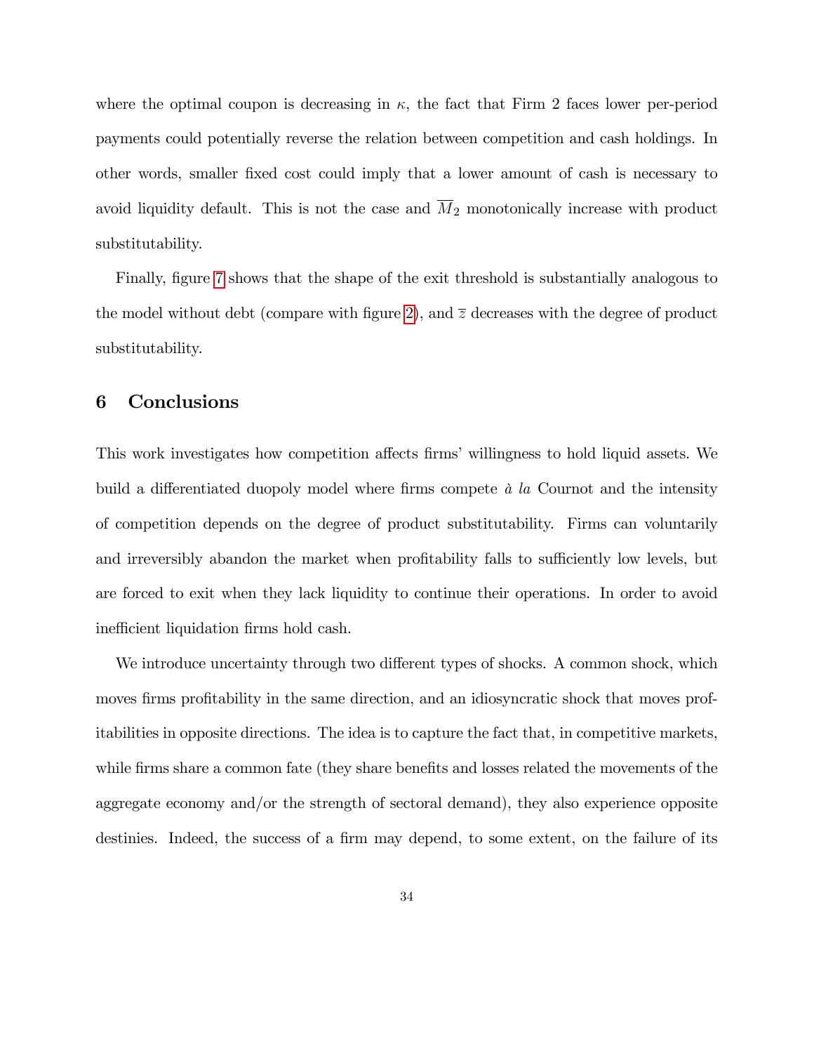where the optimal coupon is decreasing in $\kappa$, the fact that Firm 2 faces lower per-period payments could potentially reverse the relation between competition and cash holdings. In other words, smaller fixed cost could imply that a lower amount of cash is necessary to avoid liquidity default. This is not the case and $\overline{M}_2$ monotonically increase with product substitutability.

Finally, figure 7 shows that the shape of the exit threshold is substantially analogous to the model without debt (compare with figure 2), and $\overline{z}$ decreases with the degree of product substitutability.

## 6 Conclusions

This work investigates how competition affects firms' willingness to hold liquid assets. We build a differentiated duopoly model where firms compete *à la* Cournot and the intensity of competition depends on the degree of product substitutability. Firms can voluntarily and irreversibly abandon the market when profitability falls to sufficiently low levels, but are forced to exit when they lack liquidity to continue their operations. In order to avoid inefficient liquidation firms hold cash.

We introduce uncertainty through two different types of shocks. A common shock, which moves firms profitability in the same direction, and an idiosyncratic shock that moves profitabilities in opposite directions. The idea is to capture the fact that, in competitive markets, while firms share a common fate (they share benefits and losses related the movements of the aggregate economy and/or the strength of sectoral demand), they also experience opposite destinies. Indeed, the success of a firm may depend, to some extent, on the failure of its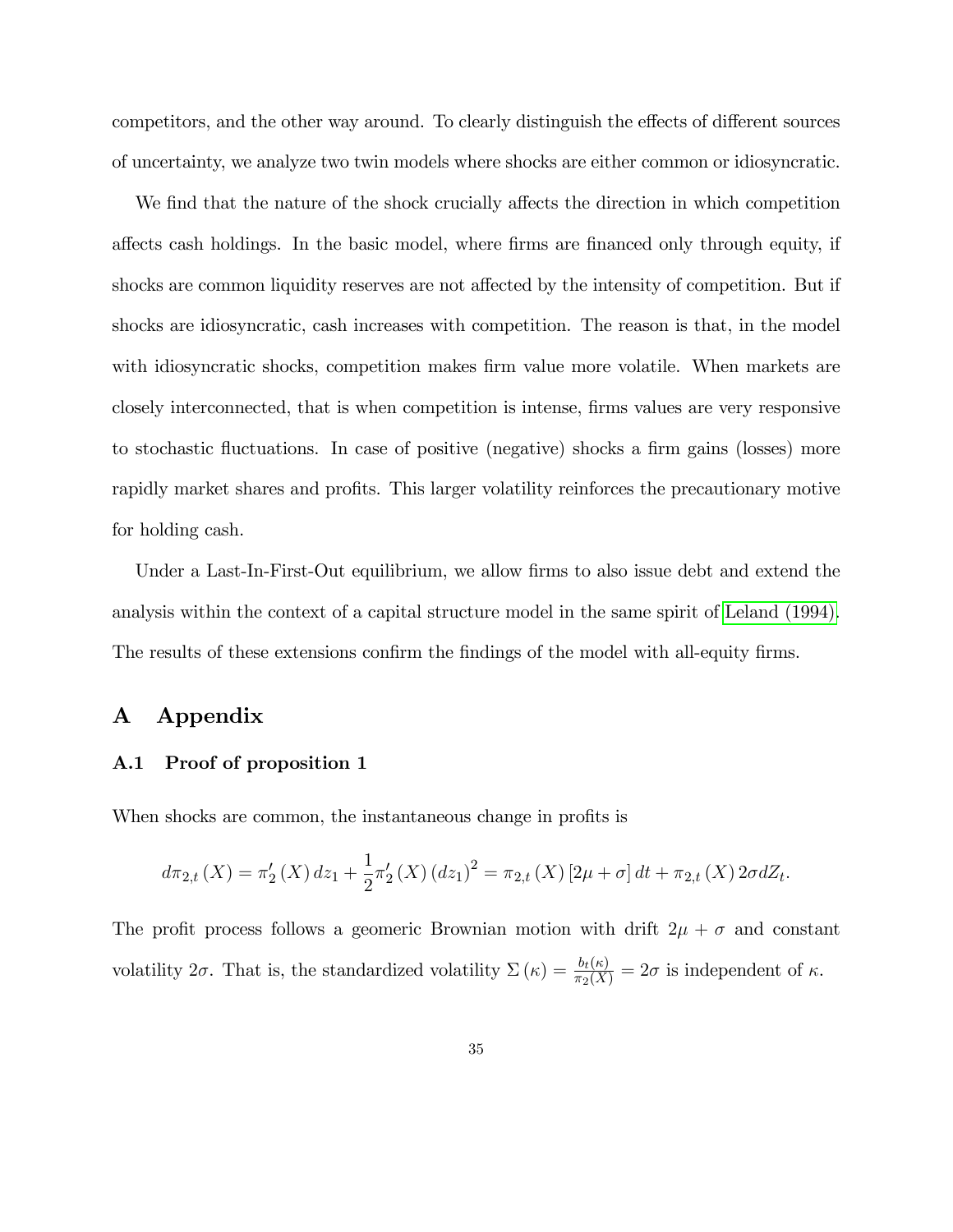competitors, and the other way around. To clearly distinguish the effects of different sources of uncertainty, we analyze two twin models where shocks are either common or idiosyncratic.

We find that the nature of the shock crucially affects the direction in which competition affects cash holdings. In the basic model, where firms are financed only through equity, if shocks are common liquidity reserves are not affected by the intensity of competition. But if shocks are idiosyncratic, cash increases with competition. The reason is that, in the model with idiosyncratic shocks, competition makes firm value more volatile. When markets are closely interconnected, that is when competition is intense, firms values are very responsive to stochastic fluctuations. In case of positive (negative) shocks a firm gains (losses) more rapidly market shares and profits. This larger volatility reinforces the precautionary motive for holding cash.

Under a Last-In-First-Out equilibrium, we allow firms to also issue debt and extend the analysis within the context of a capital structure model in the same spirit of Leland (1994). The results of these extensions confirm the findings of the model with all-equity firms.

# A Appendix

## A.1 Proof of proposition 1

When shocks are common, the instantaneous change in profits is

$$d\pi_{2,t}(X) = \pi_2'(X)\, dz_1 + \frac{1}{2}\pi_2'(X)\,(dz_1)^2 = \pi_{2,t}(X)\,[2\mu + \sigma]\, dt + \pi_{2,t}(X)\, 2\sigma dZ_t.$$

The profit process follows a geomeric Brownian motion with drift $2\mu + \sigma$ and constant volatility $2\sigma$. That is, the standardized volatility $\Sigma(\kappa) = \frac{b_t(\kappa)}{\pi_2(X)} = 2\sigma$ is independent of $\kappa$.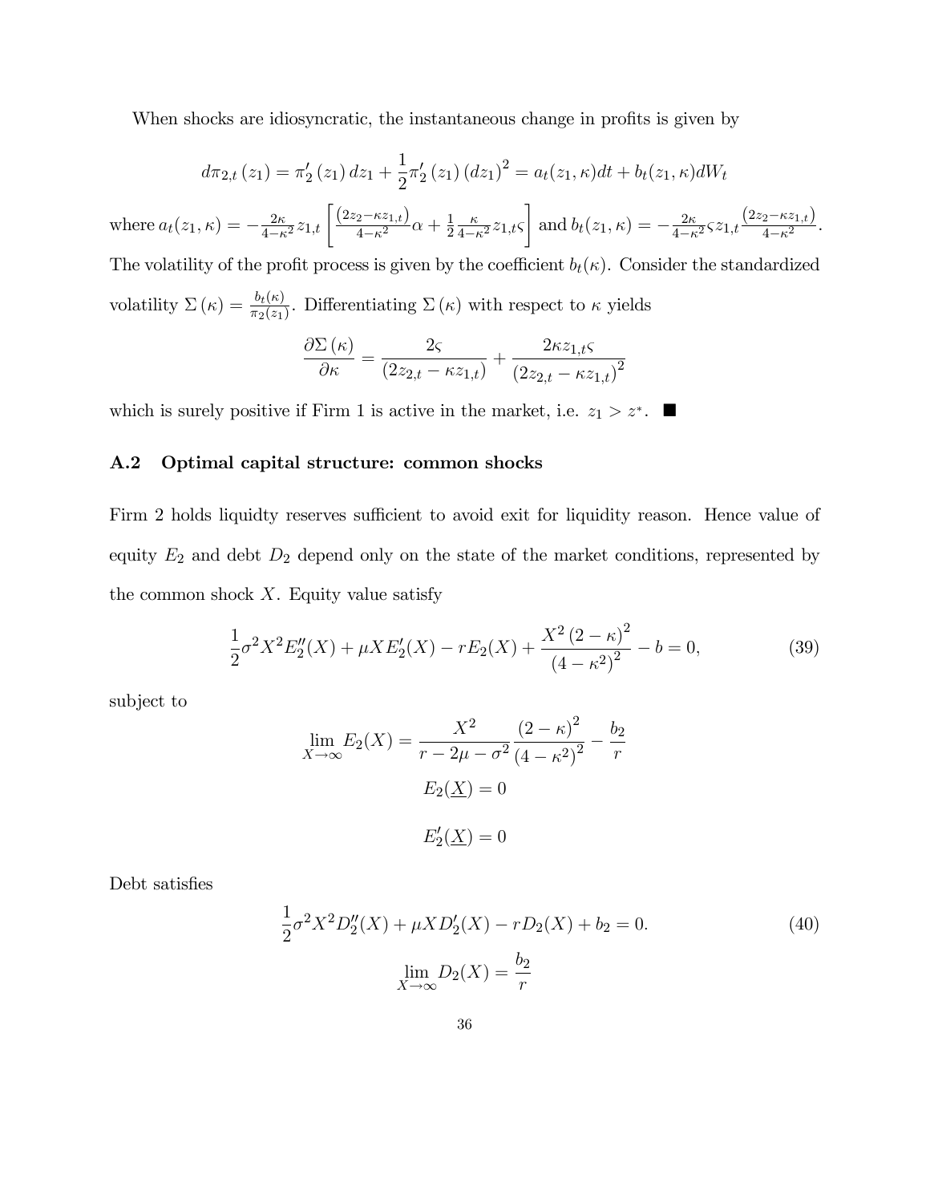When shocks are idiosyncratic, the instantaneous change in profits is given by

$$d\pi_{2,t}(z_1) = \pi_2'(z_1)\,dz_1 + \frac{1}{2}\pi_2'(z_1)(dz_1)^2 = a_t(z_1,\kappa)dt + b_t(z_1,\kappa)dW_t$$

where $a_t(z_1,\kappa) = -\frac{2\kappa}{4-\kappa^2}z_{1,t}\left[\frac{(2z_2-\kappa z_{1,t})}{4-\kappa^2}\alpha + \frac{1}{2}\frac{\kappa}{4-\kappa^2}z_{1,t}\varsigma\right]$ and $b_t(z_1,\kappa) = -\frac{2\kappa}{4-\kappa^2}\varsigma z_{1,t}\frac{(2z_2-\kappa z_{1,t})}{4-\kappa^2}$. The volatility of the profit process is given by the coefficient $b_t(\kappa)$. Consider the standardized volatility $\Sigma(\kappa) = \frac{b_t(\kappa)}{\pi_2(z_1)}$. Differentiating $\Sigma(\kappa)$ with respect to $\kappa$ yields

$$\frac{\partial \Sigma(\kappa)}{\partial \kappa} = \frac{2\varsigma}{(2z_{2,t}-\kappa z_{1,t})} + \frac{2\kappa z_{1,t}\varsigma}{(2z_{2,t}-\kappa z_{1,t})^2}$$

which is surely positive if Firm 1 is active in the market, i.e. $z_1 > z^*$. ■

### A.2 Optimal capital structure: common shocks

Firm 2 holds liquidty reserves sufficient to avoid exit for liquidity reason. Hence value of equity $E_2$ and debt $D_2$ depend only on the state of the market conditions, represented by the common shock $X$. Equity value satisfy

$$\frac{1}{2}\sigma^2 X^2 E_2''(X) + \mu X E_2'(X) - rE_2(X) + \frac{X^2(2-\kappa)^2}{(4-\kappa^2)^2} - b = 0, \tag{39}$$

subject to

$$\lim_{X\to\infty} E_2(X) = \frac{X^2}{r-2\mu-\sigma^2}\frac{(2-\kappa)^2}{(4-\kappa^2)^2} - \frac{b_2}{r}$$

$$E_2(\underline{X}) = 0$$

$$E_2'(\underline{X}) = 0$$

Debt satisfies

$$\frac{1}{2}\sigma^2 X^2 D_2''(X) + \mu X D_2'(X) - rD_2(X) + b_2 = 0. \tag{40}$$

$$\lim_{X\to\infty} D_2(X) = \frac{b_2}{r}$$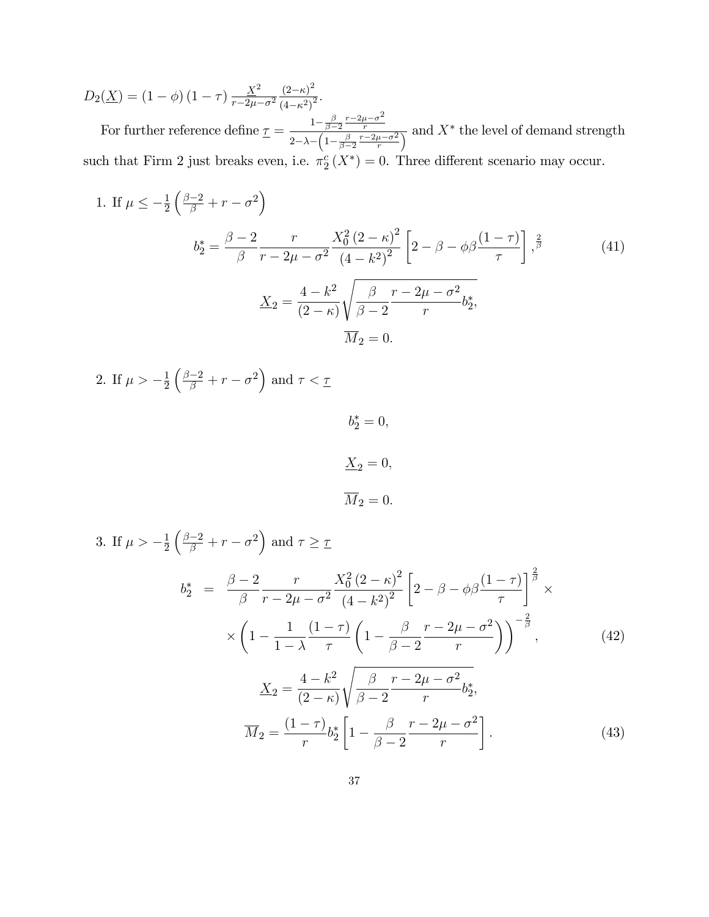$D_2(\underline{X}) = (1-\phi)(1-\tau)\frac{\underline{X}^2}{r-2\mu-\sigma^2}\frac{(2-\kappa)^2}{(4-\kappa^2)^2}$.

For further reference define $\underline{\tau} = \frac{1-\frac{\beta}{\beta-2}\frac{r-2\mu-\sigma^2}{r}}{2-\lambda-\left(1-\frac{\beta}{\beta-2}\frac{r-2\mu-\sigma^2}{r}\right)}$ and $X^*$ the level of demand strength such that Firm 2 just breaks even, i.e. $\pi_2^c(X^*) = 0$. Three different scenario may occur.

1. If $\mu \leq -\frac{1}{2}\left(\frac{\beta-2}{\beta} + r - \sigma^2\right)$

$$b_2^* = \frac{\beta-2}{\beta}\frac{r}{r-2\mu-\sigma^2}\frac{X_0^2(2-\kappa)^2}{(4-k^2)^2}\left[2-\beta-\phi\beta\frac{(1-\tau)}{\tau}\right],^{\frac{2}{\beta}} \tag{41}$$

$$\underline{X}_2 = \frac{4-k^2}{(2-\kappa)}\sqrt{\frac{\beta}{\beta-2}\frac{r-2\mu-\sigma^2}{r}b_2^*},$$

$$\overline{M}_2 = 0.$$

2. If $\mu > -\frac{1}{2}\left(\frac{\beta-2}{\beta} + r - \sigma^2\right)$ and $\tau < \underline{\tau}$

$$b_2^* = 0,$$

$$\underline{X}_2 = 0,$$

$$\overline{M}_2 = 0.$$

3. If $\mu > -\frac{1}{2}\left(\frac{\beta-2}{\beta} + r - \sigma^2\right)$ and $\tau \geq \underline{\tau}$

$$\begin{aligned} b_2^* &= \frac{\beta-2}{\beta}\frac{r}{r-2\mu-\sigma^2}\frac{X_0^2(2-\kappa)^2}{(4-k^2)^2}\left[2-\beta-\phi\beta\frac{(1-\tau)}{\tau}\right]^{\frac{2}{\beta}} \times \\ &\times \left(1-\frac{1}{1-\lambda}\frac{(1-\tau)}{\tau}\left(1-\frac{\beta}{\beta-2}\frac{r-2\mu-\sigma^2}{r}\right)\right)^{-\frac{2}{\beta}}, \end{aligned} \tag{42}$$

$$\underline{X}_2 = \frac{4-k^2}{(2-\kappa)}\sqrt{\frac{\beta}{\beta-2}\frac{r-2\mu-\sigma^2}{r}b_2^*},$$

$$\overline{M}_2 = \frac{(1-\tau)}{r}b_2^*\left[1-\frac{\beta}{\beta-2}\frac{r-2\mu-\sigma^2}{r}\right]. \tag{43}$$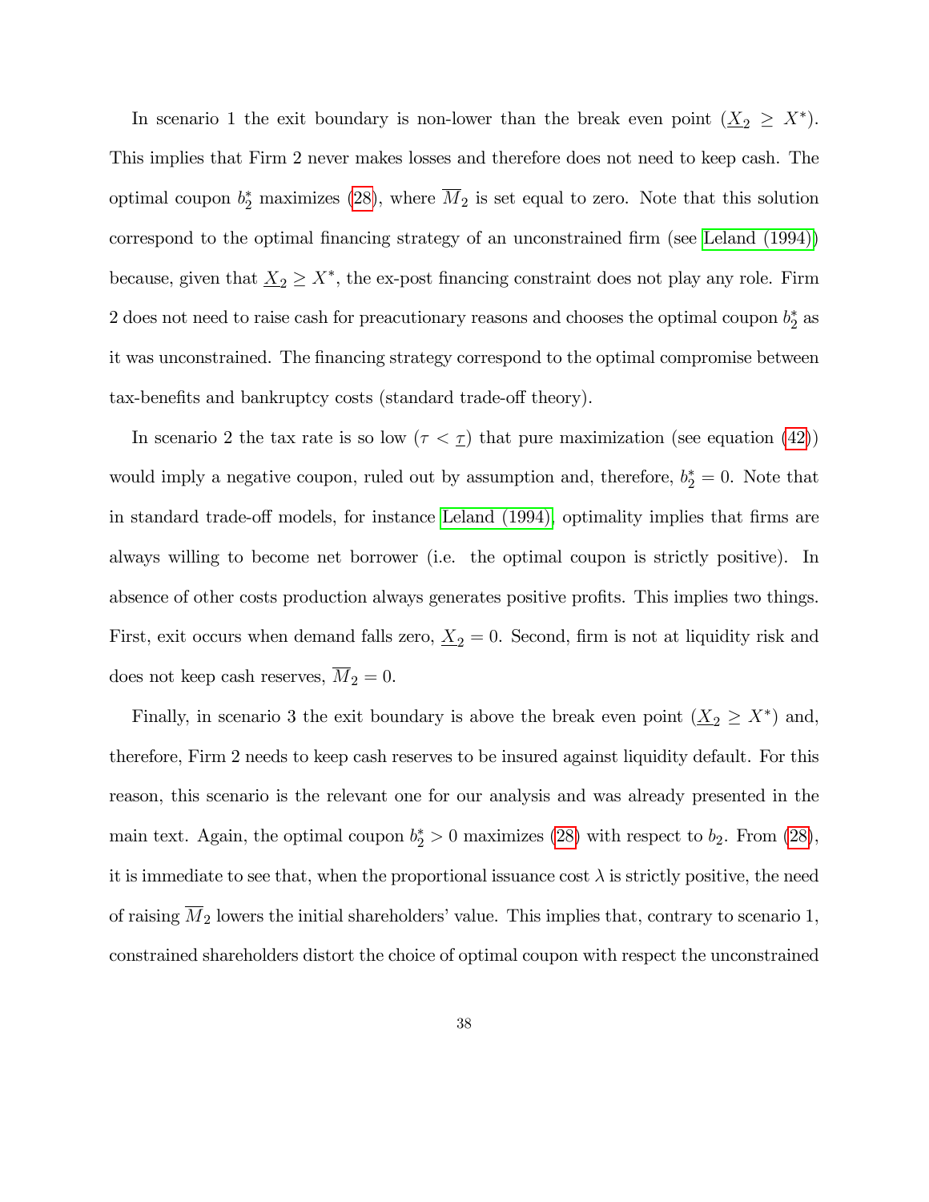In scenario 1 the exit boundary is non-lower than the break even point ($\underline{X}_2 \geq X^*$). This implies that Firm 2 never makes losses and therefore does not need to keep cash. The optimal coupon $b_2^*$ maximizes (28), where $\overline{M}_2$ is set equal to zero. Note that this solution correspond to the optimal financing strategy of an unconstrained firm (see Leland (1994)) because, given that $\underline{X}_2 \geq X^*$, the ex-post financing constraint does not play any role. Firm 2 does not need to raise cash for preacutionary reasons and chooses the optimal coupon $b_2^*$ as it was unconstrained. The financing strategy correspond to the optimal compromise between tax-benefits and bankruptcy costs (standard trade-off theory).

In scenario 2 the tax rate is so low ($\tau < \underline{\tau}$) that pure maximization (see equation (42)) would imply a negative coupon, ruled out by assumption and, therefore, $b_2^* = 0$. Note that in standard trade-off models, for instance Leland (1994), optimality implies that firms are always willing to become net borrower (i.e. the optimal coupon is strictly positive). In absence of other costs production always generates positive profits. This implies two things. First, exit occurs when demand falls zero, $\underline{X}_2 = 0$. Second, firm is not at liquidity risk and does not keep cash reserves, $\overline{M}_2 = 0$.

Finally, in scenario 3 the exit boundary is above the break even point ($\underline{X}_2 \geq X^*$) and, therefore, Firm 2 needs to keep cash reserves to be insured against liquidity default. For this reason, this scenario is the relevant one for our analysis and was already presented in the main text. Again, the optimal coupon $b_2^* > 0$ maximizes (28) with respect to $b_2$. From (28), it is immediate to see that, when the proportional issuance cost $\lambda$ is strictly positive, the need of raising $\overline{M}_2$ lowers the initial shareholders' value. This implies that, contrary to scenario 1, constrained shareholders distort the choice of optimal coupon with respect the unconstrained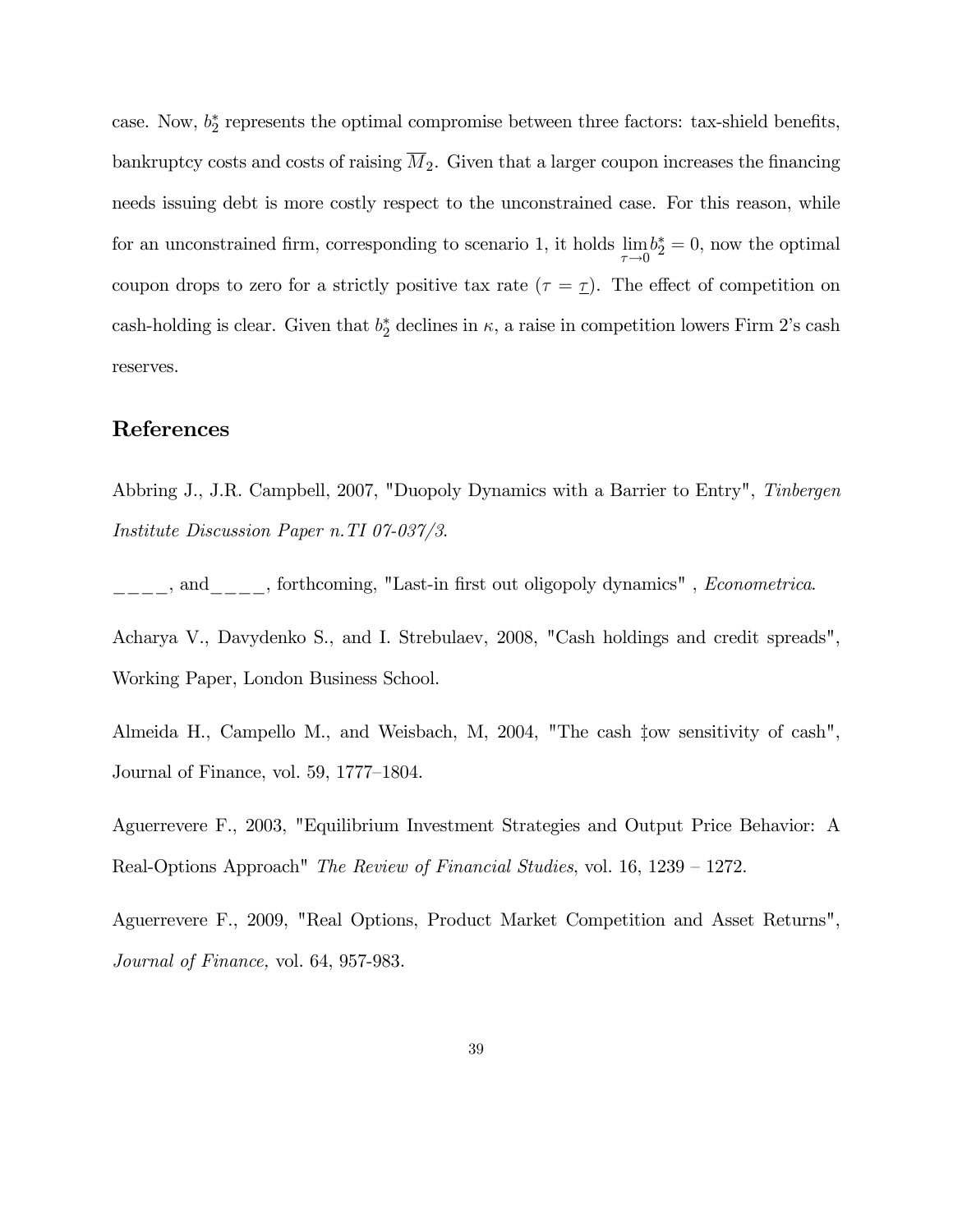case. Now, $b_2^*$ represents the optimal compromise between three factors: tax-shield benefits, bankruptcy costs and costs of raising $\overline{M}_2$. Given that a larger coupon increases the financing needs issuing debt is more costly respect to the unconstrained case. For this reason, while for an unconstrained firm, corresponding to scenario 1, it holds $\lim_{\tau \to 0} b_2^* = 0$, now the optimal coupon drops to zero for a strictly positive tax rate ($\tau = \underline{\tau}$). The effect of competition on cash-holding is clear. Given that $b_2^*$ declines in $\kappa$, a raise in competition lowers Firm 2's cash reserves.

## References

Abbring J., J.R. Campbell, 2007, "Duopoly Dynamics with a Barrier to Entry", *Tinbergen Institute Discussion Paper n.TI 07-037/3*.

____, and____, forthcoming, "Last-in first out oligopoly dynamics" , *Econometrica*.

Acharya V., Davydenko S., and I. Strebulaev, 2008, "Cash holdings and credit spreads", Working Paper, London Business School.

Almeida H., Campello M., and Weisbach, M, 2004, "The cash ‡ow sensitivity of cash", Journal of Finance, vol. 59, 1777–1804.

Aguerrevere F., 2003, "Equilibrium Investment Strategies and Output Price Behavior: A Real-Options Approach" *The Review of Financial Studies*, vol. 16, 1239 – 1272.

Aguerrevere F., 2009, "Real Options, Product Market Competition and Asset Returns", *Journal of Finance,* vol. 64, 957-983.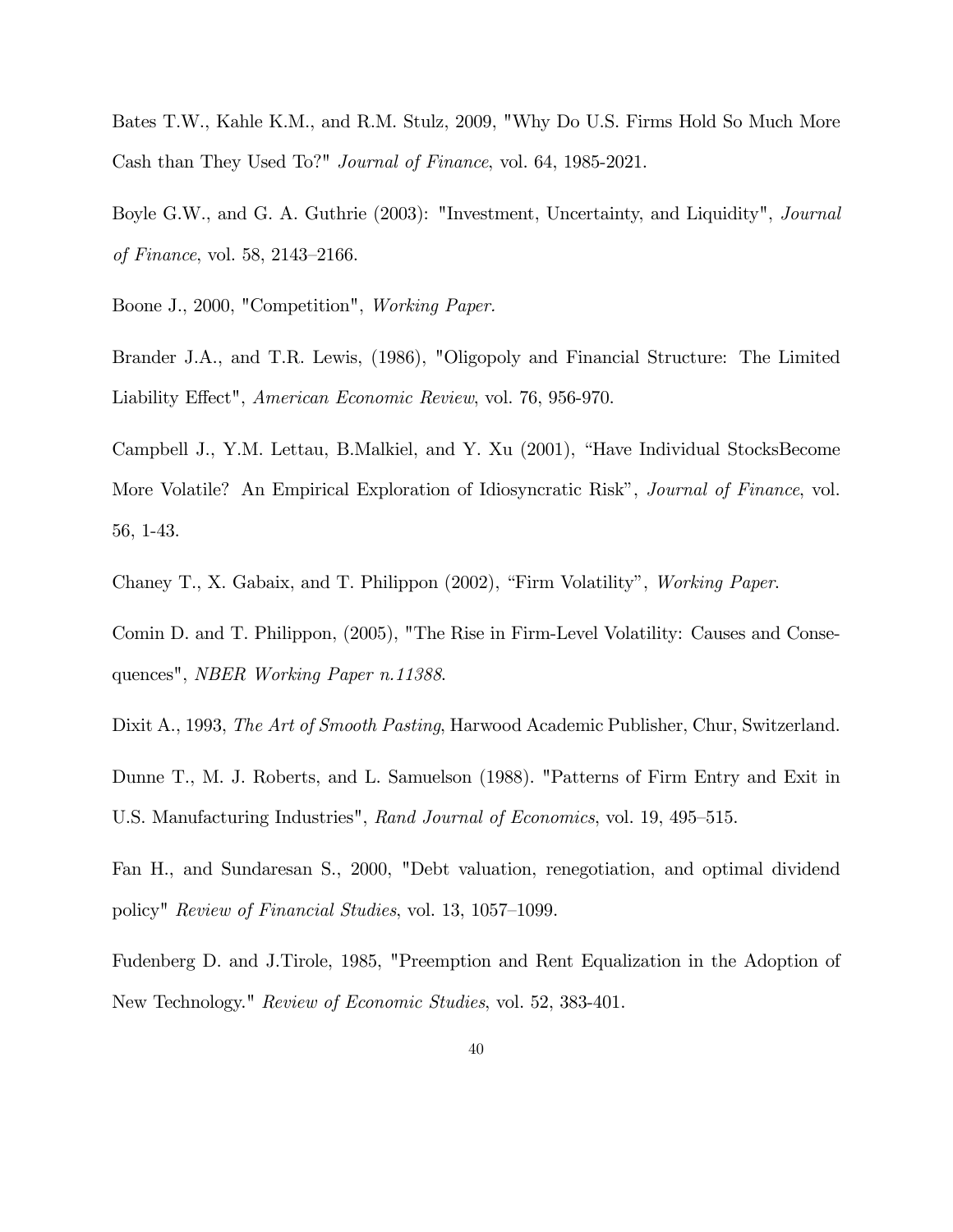Bates T.W., Kahle K.M., and R.M. Stulz, 2009, "Why Do U.S. Firms Hold So Much More Cash than They Used To?" *Journal of Finance*, vol. 64, 1985-2021.

Boyle G.W., and G. A. Guthrie (2003): "Investment, Uncertainty, and Liquidity", *Journal of Finance*, vol. 58, 2143–2166.

Boone J., 2000, "Competition", *Working Paper.*

Brander J.A., and T.R. Lewis, (1986), "Oligopoly and Financial Structure: The Limited Liability Effect", *American Economic Review*, vol. 76, 956-970.

Campbell J., Y.M. Lettau, B.Malkiel, and Y. Xu (2001), "Have Individual StocksBecome More Volatile? An Empirical Exploration of Idiosyncratic Risk", *Journal of Finance*, vol. 56, 1-43.

Chaney T., X. Gabaix, and T. Philippon (2002), "Firm Volatility", *Working Paper.*

Comin D. and T. Philippon, (2005), "The Rise in Firm-Level Volatility: Causes and Consequences", *NBER Working Paper n.11388.*

Dixit A., 1993, *The Art of Smooth Pasting*, Harwood Academic Publisher, Chur, Switzerland.

Dunne T., M. J. Roberts, and L. Samuelson (1988). "Patterns of Firm Entry and Exit in U.S. Manufacturing Industries", *Rand Journal of Economics*, vol. 19, 495–515.

Fan H., and Sundaresan S., 2000, "Debt valuation, renegotiation, and optimal dividend policy" *Review of Financial Studies*, vol. 13, 1057–1099.

Fudenberg D. and J.Tirole, 1985, "Preemption and Rent Equalization in the Adoption of New Technology." *Review of Economic Studies*, vol. 52, 383-401.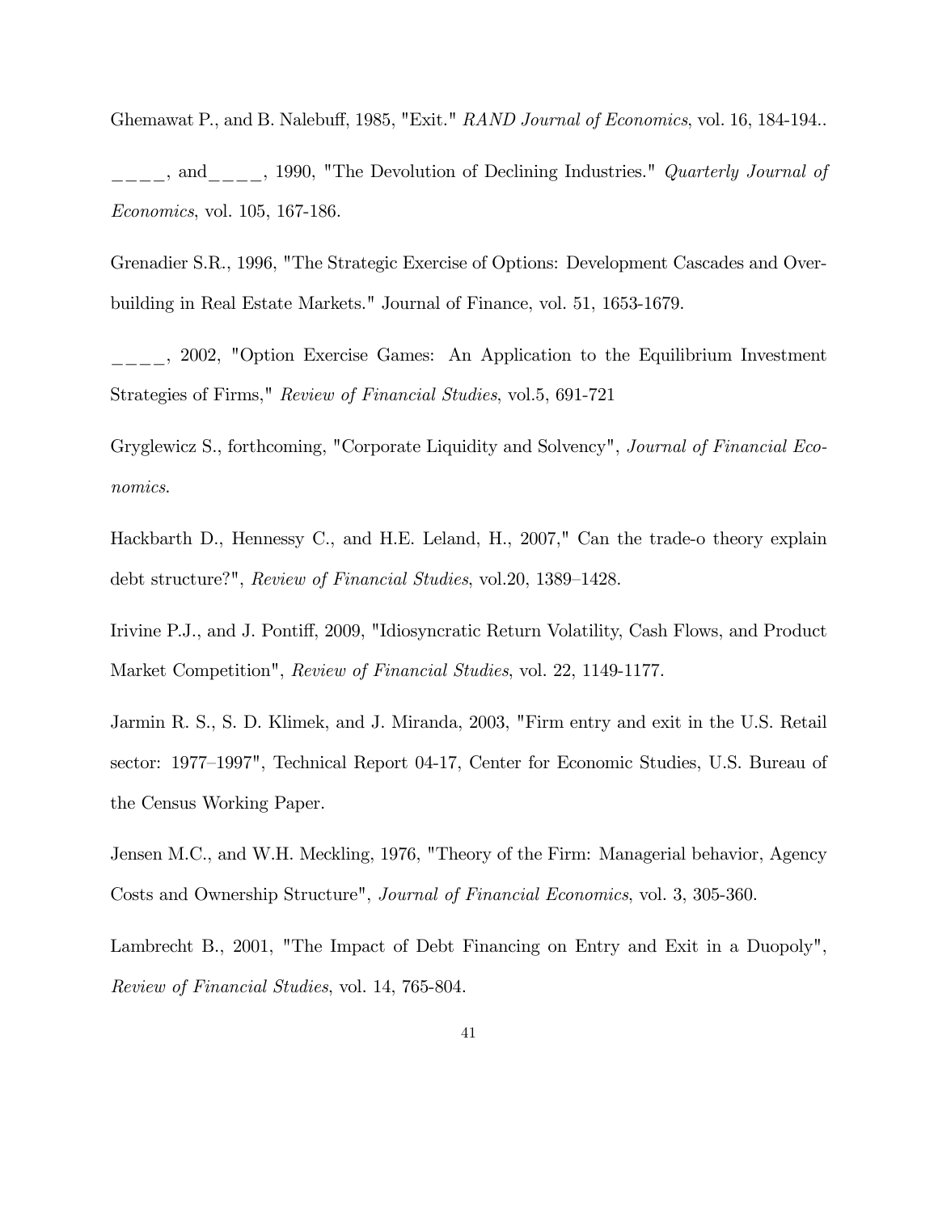Ghemawat P., and B. Nalebuff, 1985, "Exit." *RAND Journal of Economics*, vol. 16, 184-194..

____, and____, 1990, "The Devolution of Declining Industries." *Quarterly Journal of Economics*, vol. 105, 167-186.

Grenadier S.R., 1996, "The Strategic Exercise of Options: Development Cascades and Overbuilding in Real Estate Markets." Journal of Finance, vol. 51, 1653-1679.

____, 2002, "Option Exercise Games: An Application to the Equilibrium Investment Strategies of Firms," *Review of Financial Studies*, vol.5, 691-721

Gryglewicz S., forthcoming, "Corporate Liquidity and Solvency", *Journal of Financial Economics*.

Hackbarth D., Hennessy C., and H.E. Leland, H., 2007," Can the trade-o theory explain debt structure?", *Review of Financial Studies*, vol.20, 1389–1428.

Irivine P.J., and J. Pontiff, 2009, "Idiosyncratic Return Volatility, Cash Flows, and Product Market Competition", *Review of Financial Studies*, vol. 22, 1149-1177.

Jarmin R. S., S. D. Klimek, and J. Miranda, 2003, "Firm entry and exit in the U.S. Retail sector: 1977–1997", Technical Report 04-17, Center for Economic Studies, U.S. Bureau of the Census Working Paper.

Jensen M.C., and W.H. Meckling, 1976, "Theory of the Firm: Managerial behavior, Agency Costs and Ownership Structure", *Journal of Financial Economics*, vol. 3, 305-360.

Lambrecht B., 2001, "The Impact of Debt Financing on Entry and Exit in a Duopoly", *Review of Financial Studies*, vol. 14, 765-804.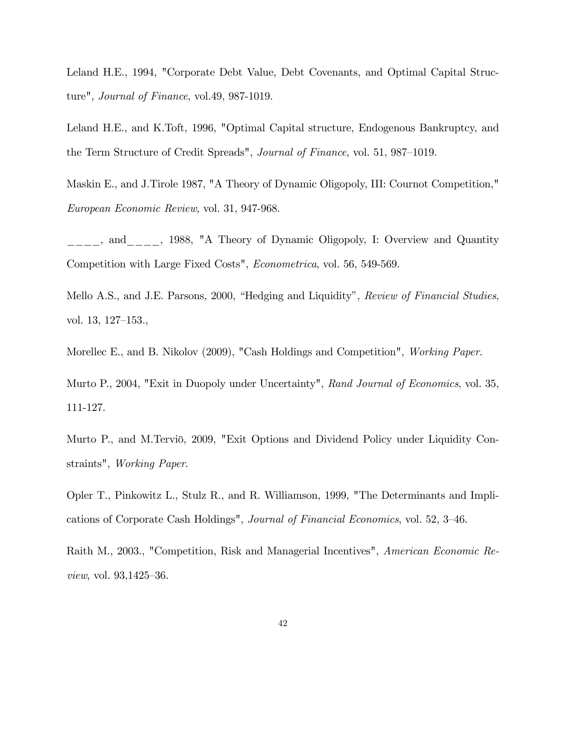Leland H.E., 1994, "Corporate Debt Value, Debt Covenants, and Optimal Capital Structure", *Journal of Finance*, vol.49, 987-1019.

Leland H.E., and K.Toft, 1996, "Optimal Capital structure, Endogenous Bankruptcy, and the Term Structure of Credit Spreads", *Journal of Finance*, vol. 51, 987–1019.

Maskin E., and J.Tirole 1987, "A Theory of Dynamic Oligopoly, III: Cournot Competition," *European Economic Review*, vol. 31, 947-968.

____, and____, 1988, "A Theory of Dynamic Oligopoly, I: Overview and Quantity Competition with Large Fixed Costs", *Econometrica*, vol. 56, 549-569.

Mello A.S., and J.E. Parsons, 2000, "Hedging and Liquidity", *Review of Financial Studies*, vol. 13, 127–153.,

Morellec E., and B. Nikolov (2009), "Cash Holdings and Competition", *Working Paper.*

Murto P., 2004, "Exit in Duopoly under Uncertainty", *Rand Journal of Economics*, vol. 35, 111-127.

Murto P., and M.Terviö, 2009, "Exit Options and Dividend Policy under Liquidity Constraints", *Working Paper.*

Opler T., Pinkowitz L., Stulz R., and R. Williamson, 1999, "The Determinants and Implications of Corporate Cash Holdings", *Journal of Financial Economics*, vol. 52, 3–46.

Raith M., 2003., "Competition, Risk and Managerial Incentives", *American Economic Review*, vol. 93,1425–36.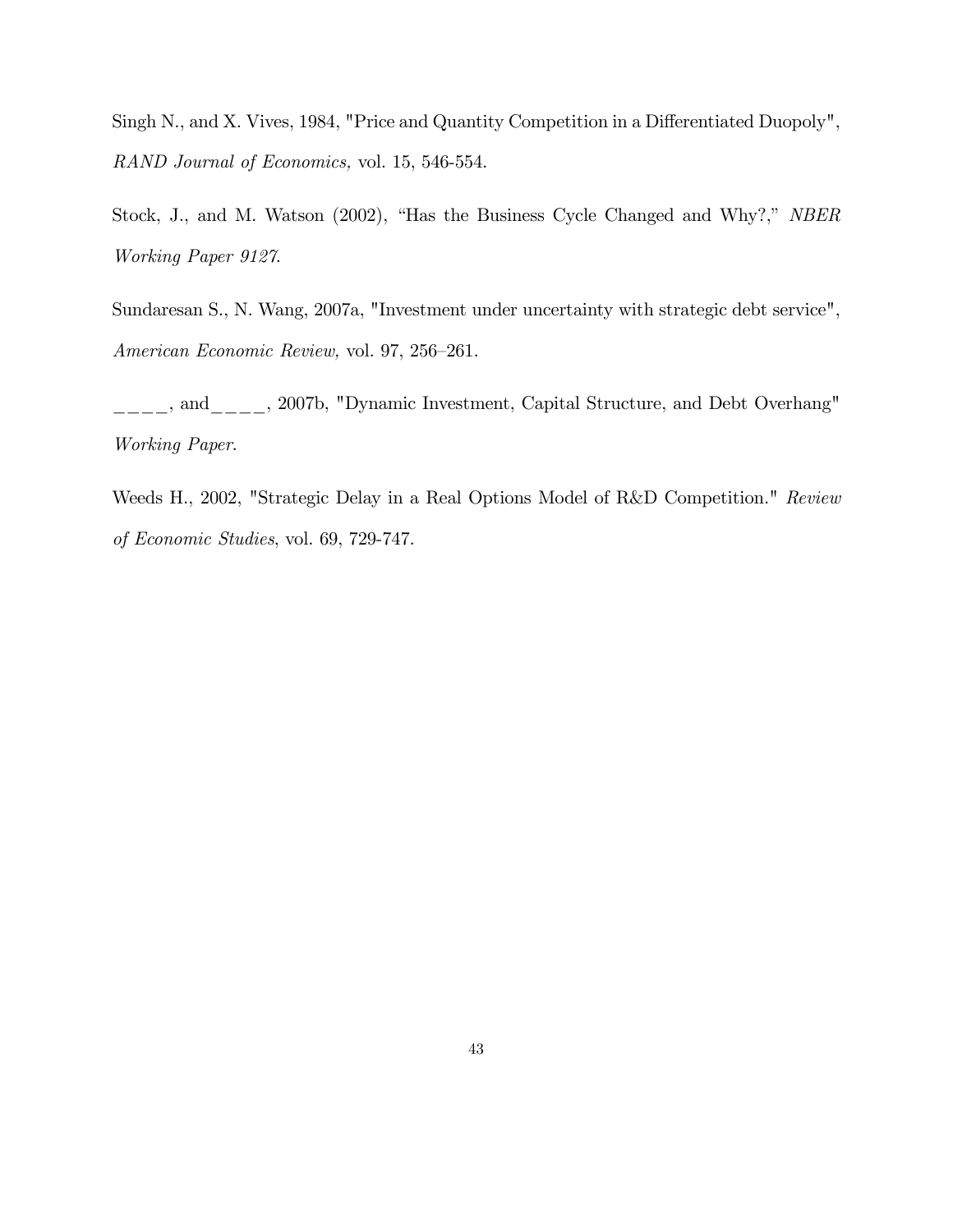Singh N., and X. Vives, 1984, "Price and Quantity Competition in a Differentiated Duopoly", *RAND Journal of Economics,* vol. 15, 546-554.

Stock, J., and M. Watson (2002), "Has the Business Cycle Changed and Why?," *NBER Working Paper 9127*.

Sundaresan S., N. Wang, 2007a, "Investment under uncertainty with strategic debt service", *American Economic Review,* vol. 97, 256–261.

____, and____, 2007b, "Dynamic Investment, Capital Structure, and Debt Overhang" *Working Paper*.

Weeds H., 2002, "Strategic Delay in a Real Options Model of R&D Competition." *Review of Economic Studies*, vol. 69, 729-747.